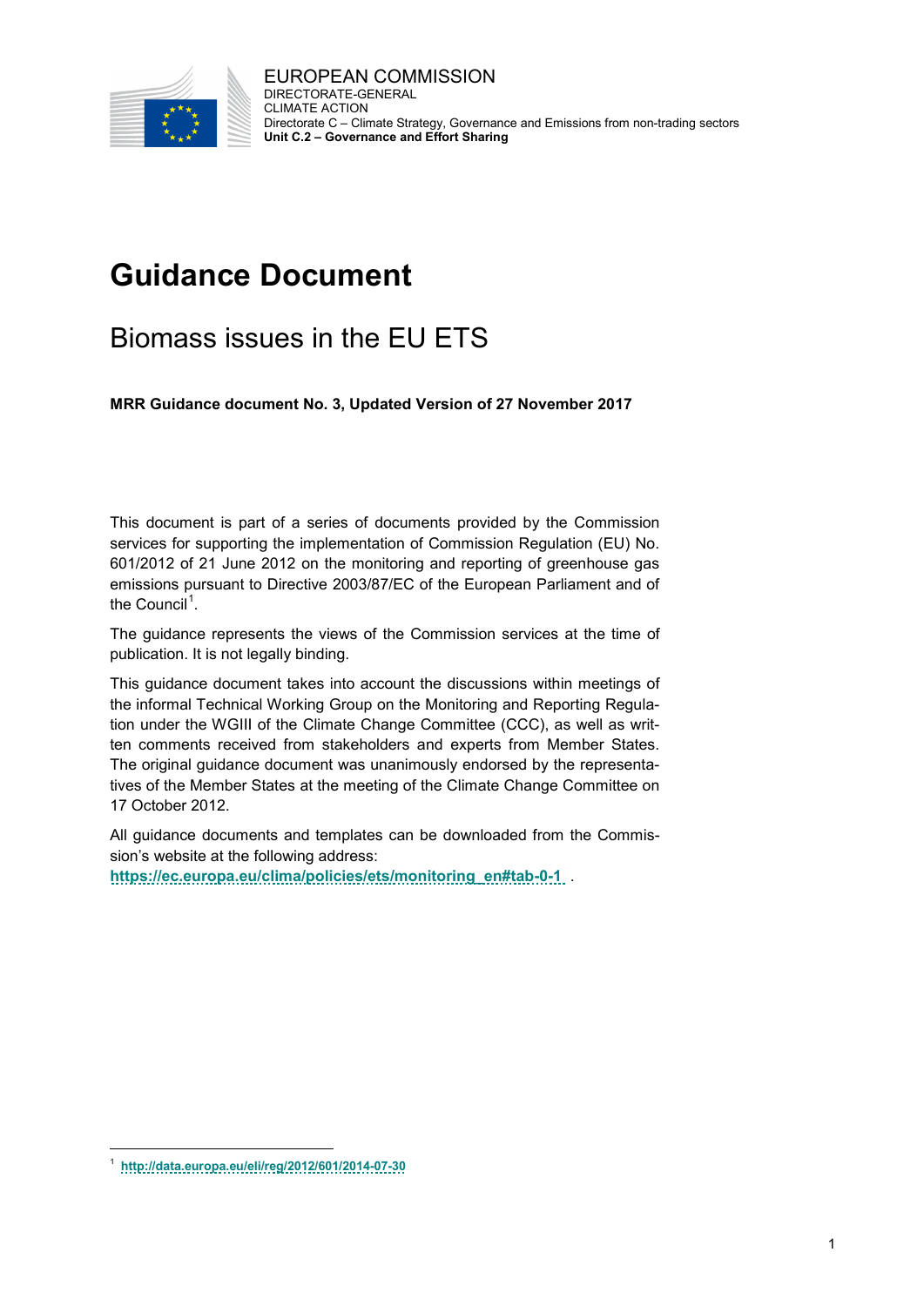EUROPEAN COMMISSION
DIRECTORATE-GENERAL
CLIMATE ACTION
Directorate C – Climate Strategy, Governance and Emissions from non-trading sectors
**Unit C.2 – Governance and Effort Sharing**

# Guidance Document

## Biomass issues in the EU ETS

**MRR Guidance document No. 3, Updated Version of 27 November 2017**

This document is part of a series of documents provided by the Commission services for supporting the implementation of Commission Regulation (EU) No. 601/2012 of 21 June 2012 on the monitoring and reporting of greenhouse gas emissions pursuant to Directive 2003/87/EC of the European Parliament and of the Council[1].

The guidance represents the views of the Commission services at the time of publication. It is not legally binding.

This guidance document takes into account the discussions within meetings of the informal Technical Working Group on the Monitoring and Reporting Regulation under the WGIII of the Climate Change Committee (CCC), as well as written comments received from stakeholders and experts from Member States. The original guidance document was unanimously endorsed by the representatives of the Member States at the meeting of the Climate Change Committee on 17 October 2012.

All guidance documents and templates can be downloaded from the Commission's website at the following address:
**https://ec.europa.eu/clima/policies/ets/monitoring_en#tab-0-1** .

[1] **http://data.europa.eu/eli/reg/2012/601/2014-07-30**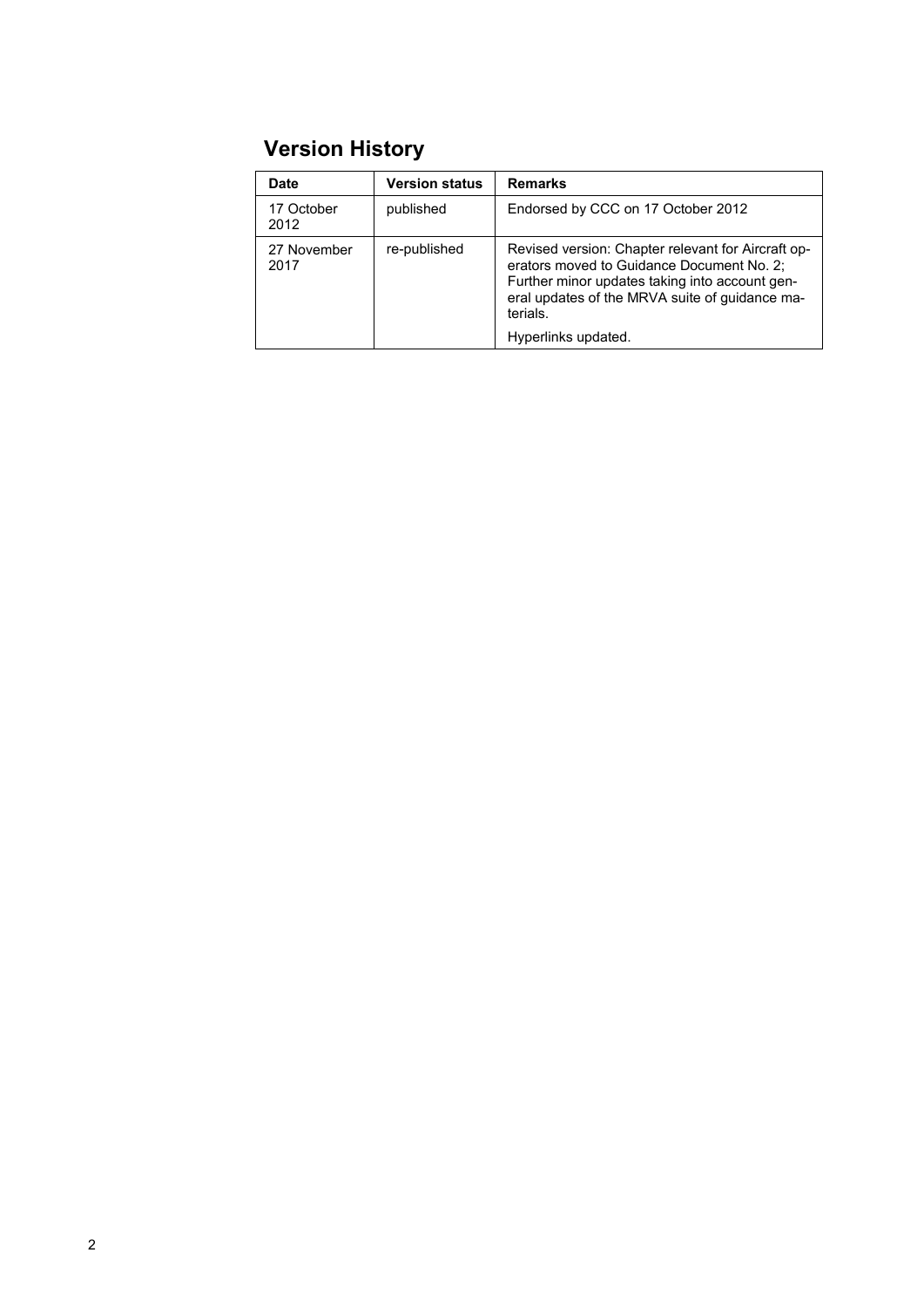## Version History

| Date | Version status | Remarks |
|---|---|---|
| 17 October 2012 | published | Endorsed by CCC on 17 October 2012 |
| 27 November 2017 | re-published | Revised version: Chapter relevant for Aircraft operators moved to Guidance Document No. 2; Further minor updates taking into account general updates of the MRVA suite of guidance materials. Hyperlinks updated. |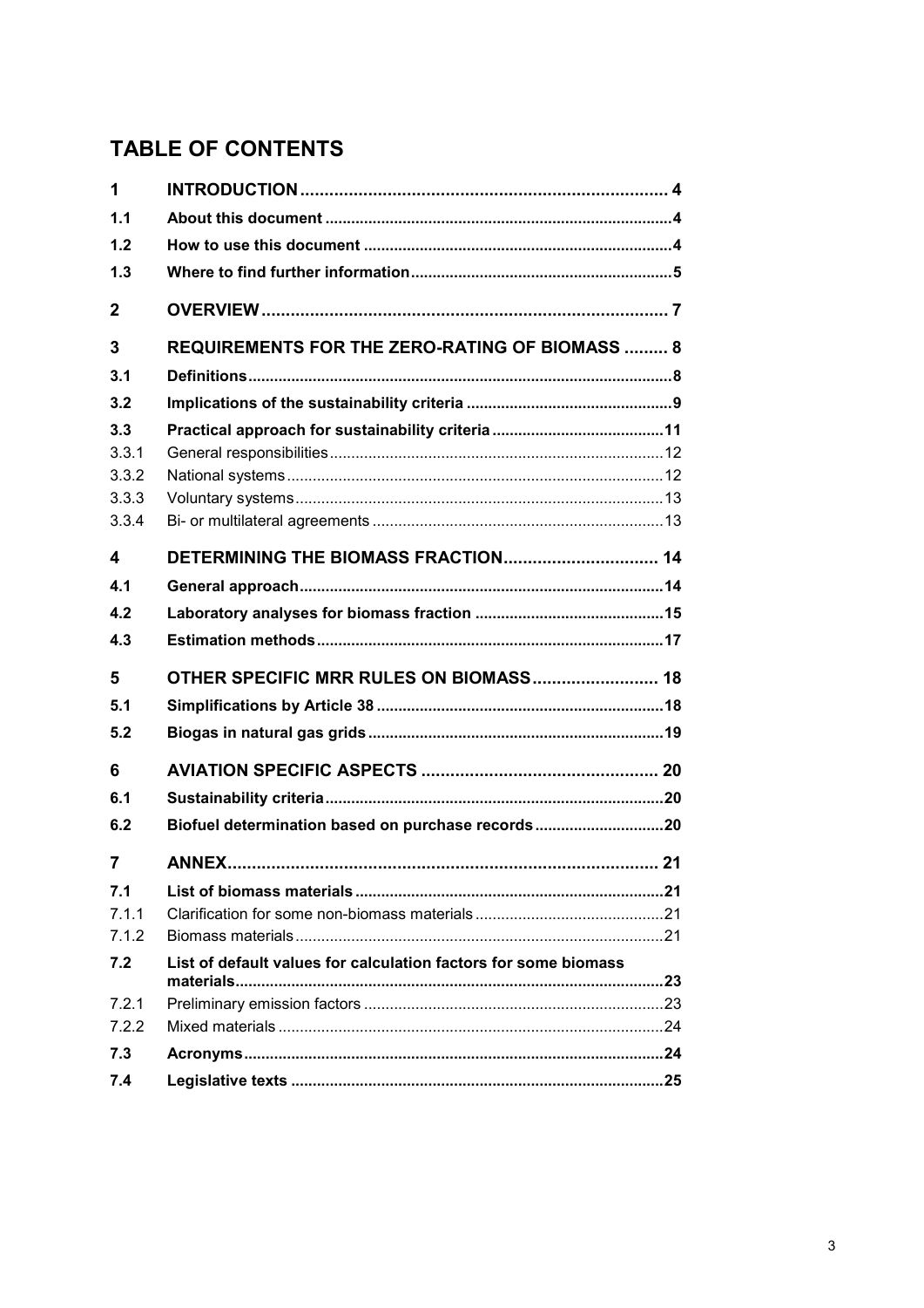## TABLE OF CONTENTS

| | | |
|---|---|---|
| **1** | **INTRODUCTION** | **4** |
| **1.1** | **About this document** | **4** |
| **1.2** | **How to use this document** | **4** |
| **1.3** | **Where to find further information** | **5** |
| **2** | **OVERVIEW** | **7** |
| **3** | **REQUIREMENTS FOR THE ZERO-RATING OF BIOMASS** | **8** |
| **3.1** | **Definitions** | **8** |
| **3.2** | **Implications of the sustainability criteria** | **9** |
| **3.3** | **Practical approach for sustainability criteria** | **11** |
| 3.3.1 | General responsibilities | 12 |
| 3.3.2 | National systems | 12 |
| 3.3.3 | Voluntary systems | 13 |
| 3.3.4 | Bi- or multilateral agreements | 13 |
| **4** | **DETERMINING THE BIOMASS FRACTION** | **14** |
| **4.1** | **General approach** | **14** |
| **4.2** | **Laboratory analyses for biomass fraction** | **15** |
| **4.3** | **Estimation methods** | **17** |
| **5** | **OTHER SPECIFIC MRR RULES ON BIOMASS** | **18** |
| **5.1** | **Simplifications by Article 38** | **18** |
| **5.2** | **Biogas in natural gas grids** | **19** |
| **6** | **AVIATION SPECIFIC ASPECTS** | **20** |
| **6.1** | **Sustainability criteria** | **20** |
| **6.2** | **Biofuel determination based on purchase records** | **20** |
| **7** | **ANNEX** | **21** |
| **7.1** | **List of biomass materials** | **21** |
| 7.1.1 | Clarification for some non-biomass materials | 21 |
| 7.1.2 | Biomass materials | 21 |
| **7.2** | **List of default values for calculation factors for some biomass materials** | **23** |
| 7.2.1 | Preliminary emission factors | 23 |
| 7.2.2 | Mixed materials | 24 |
| **7.3** | **Acronyms** | **24** |
| **7.4** | **Legislative texts** | **25** |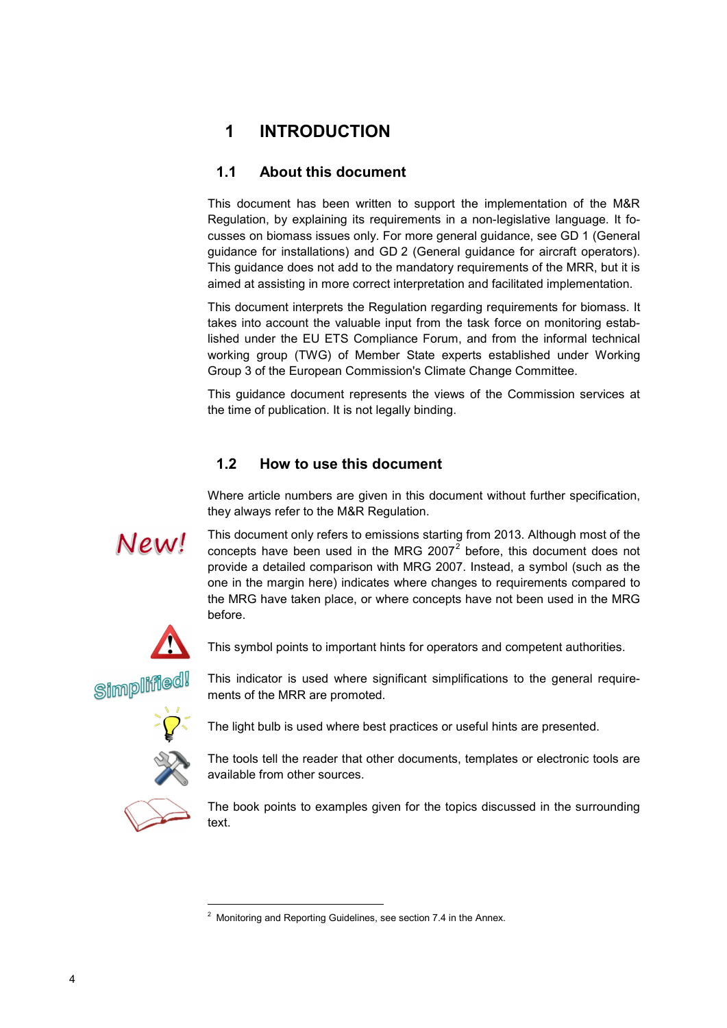# 1 INTRODUCTION

## 1.1 About this document

This document has been written to support the implementation of the M&R Regulation, by explaining its requirements in a non-legislative language. It focusses on biomass issues only. For more general guidance, see GD 1 (General guidance for installations) and GD 2 (General guidance for aircraft operators). This guidance does not add to the mandatory requirements of the MRR, but it is aimed at assisting in more correct interpretation and facilitated implementation.

This document interprets the Regulation regarding requirements for biomass. It takes into account the valuable input from the task force on monitoring established under the EU ETS Compliance Forum, and from the informal technical working group (TWG) of Member State experts established under Working Group 3 of the European Commission's Climate Change Committee.

This guidance document represents the views of the Commission services at the time of publication. It is not legally binding.

## 1.2 How to use this document

Where article numbers are given in this document without further specification, they always refer to the M&R Regulation.

New!

This document only refers to emissions starting from 2013. Although most of the concepts have been used in the MRG 2007[2] before, this document does not provide a detailed comparison with MRG 2007. Instead, a symbol (such as the one in the margin here) indicates where changes to requirements compared to the MRG have taken place, or where concepts have not been used in the MRG before.

This symbol points to important hints for operators and competent authorities.

Simplified!

This indicator is used where significant simplifications to the general requirements of the MRR are promoted.

The light bulb is used where best practices or useful hints are presented.

The tools tell the reader that other documents, templates or electronic tools are available from other sources.

The book points to examples given for the topics discussed in the surrounding text.

---

[2] Monitoring and Reporting Guidelines, see section 7.4 in the Annex.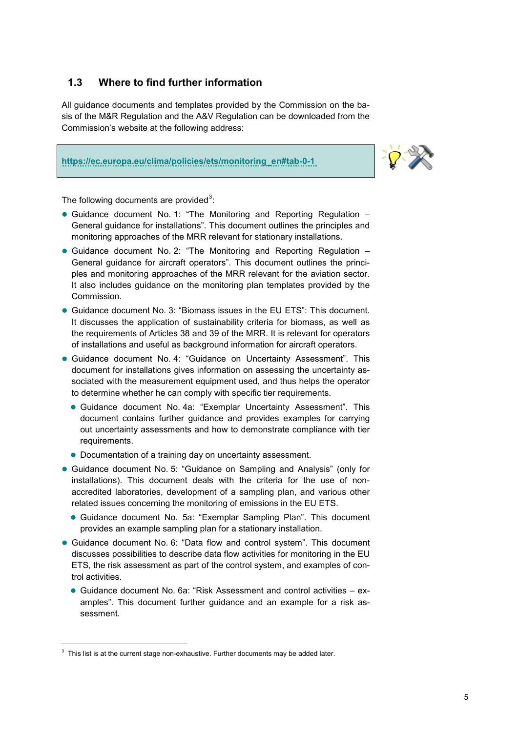## 1.3 Where to find further information

All guidance documents and templates provided by the Commission on the basis of the M&R Regulation and the A&V Regulation can be downloaded from the Commission's website at the following address:

https://ec.europa.eu/clima/policies/ets/monitoring_en#tab-0-1

The following documents are provided[3]:

- Guidance document No. 1: "The Monitoring and Reporting Regulation – General guidance for installations". This document outlines the principles and monitoring approaches of the MRR relevant for stationary installations.
- Guidance document No. 2: "The Monitoring and Reporting Regulation – General guidance for aircraft operators". This document outlines the principles and monitoring approaches of the MRR relevant for the aviation sector. It also includes guidance on the monitoring plan templates provided by the Commission.
- Guidance document No. 3: "Biomass issues in the EU ETS": This document. It discusses the application of sustainability criteria for biomass, as well as the requirements of Articles 38 and 39 of the MRR. It is relevant for operators of installations and useful as background information for aircraft operators.
- Guidance document No. 4: "Guidance on Uncertainty Assessment". This document for installations gives information on assessing the uncertainty associated with the measurement equipment used, and thus helps the operator to determine whether he can comply with specific tier requirements.
  - Guidance document No. 4a: "Exemplar Uncertainty Assessment". This document contains further guidance and provides examples for carrying out uncertainty assessments and how to demonstrate compliance with tier requirements.
  - Documentation of a training day on uncertainty assessment.
- Guidance document No. 5: "Guidance on Sampling and Analysis" (only for installations). This document deals with the criteria for the use of non-accredited laboratories, development of a sampling plan, and various other related issues concerning the monitoring of emissions in the EU ETS.
  - Guidance document No. 5a: "Exemplar Sampling Plan". This document provides an example sampling plan for a stationary installation.
- Guidance document No. 6: "Data flow and control system". This document discusses possibilities to describe data flow activities for monitoring in the EU ETS, the risk assessment as part of the control system, and examples of control activities.
  - Guidance document No. 6a: "Risk Assessment and control activities – examples". This document further guidance and an example for a risk assessment.

[3] This list is at the current stage non-exhaustive. Further documents may be added later.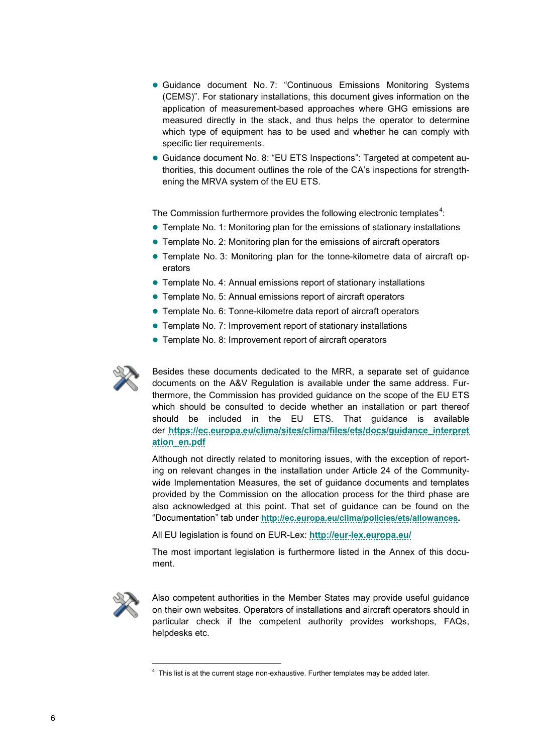- Guidance document No. 7: “Continuous Emissions Monitoring Systems (CEMS)”. For stationary installations, this document gives information on the application of measurement-based approaches where GHG emissions are measured directly in the stack, and thus helps the operator to determine which type of equipment has to be used and whether he can comply with specific tier requirements.
- Guidance document No. 8: “EU ETS Inspections”: Targeted at competent authorities, this document outlines the role of the CA’s inspections for strengthening the MRVA system of the EU ETS.

The Commission furthermore provides the following electronic templates[4]:

- Template No. 1: Monitoring plan for the emissions of stationary installations
- Template No. 2: Monitoring plan for the emissions of aircraft operators
- Template No. 3: Monitoring plan for the tonne-kilometre data of aircraft operators
- Template No. 4: Annual emissions report of stationary installations
- Template No. 5: Annual emissions report of aircraft operators
- Template No. 6: Tonne-kilometre data report of aircraft operators
- Template No. 7: Improvement report of stationary installations
- Template No. 8: Improvement report of aircraft operators

Besides these documents dedicated to the MRR, a separate set of guidance documents on the A&V Regulation is available under the same address. Furthermore, the Commission has provided guidance on the scope of the EU ETS which should be consulted to decide whether an installation or part thereof should be included in the EU ETS. That guidance is available der **https://ec.europa.eu/clima/sites/clima/files/ets/docs/guidance_interpretation_en.pdf**

Although not directly related to monitoring issues, with the exception of reporting on relevant changes in the installation under Article 24 of the Community-wide Implementation Measures, the set of guidance documents and templates provided by the Commission on the allocation process for the third phase are also acknowledged at this point. That set of guidance can be found on the “Documentation” tab under **http://ec.europa.eu/clima/policies/ets/allowances**.

All EU legislation is found on EUR-Lex: **http://eur-lex.europa.eu/**

The most important legislation is furthermore listed in the Annex of this document.

Also competent authorities in the Member States may provide useful guidance on their own websites. Operators of installations and aircraft operators should in particular check if the competent authority provides workshops, FAQs, helpdesks etc.

[4] This list is at the current stage non-exhaustive. Further templates may be added later.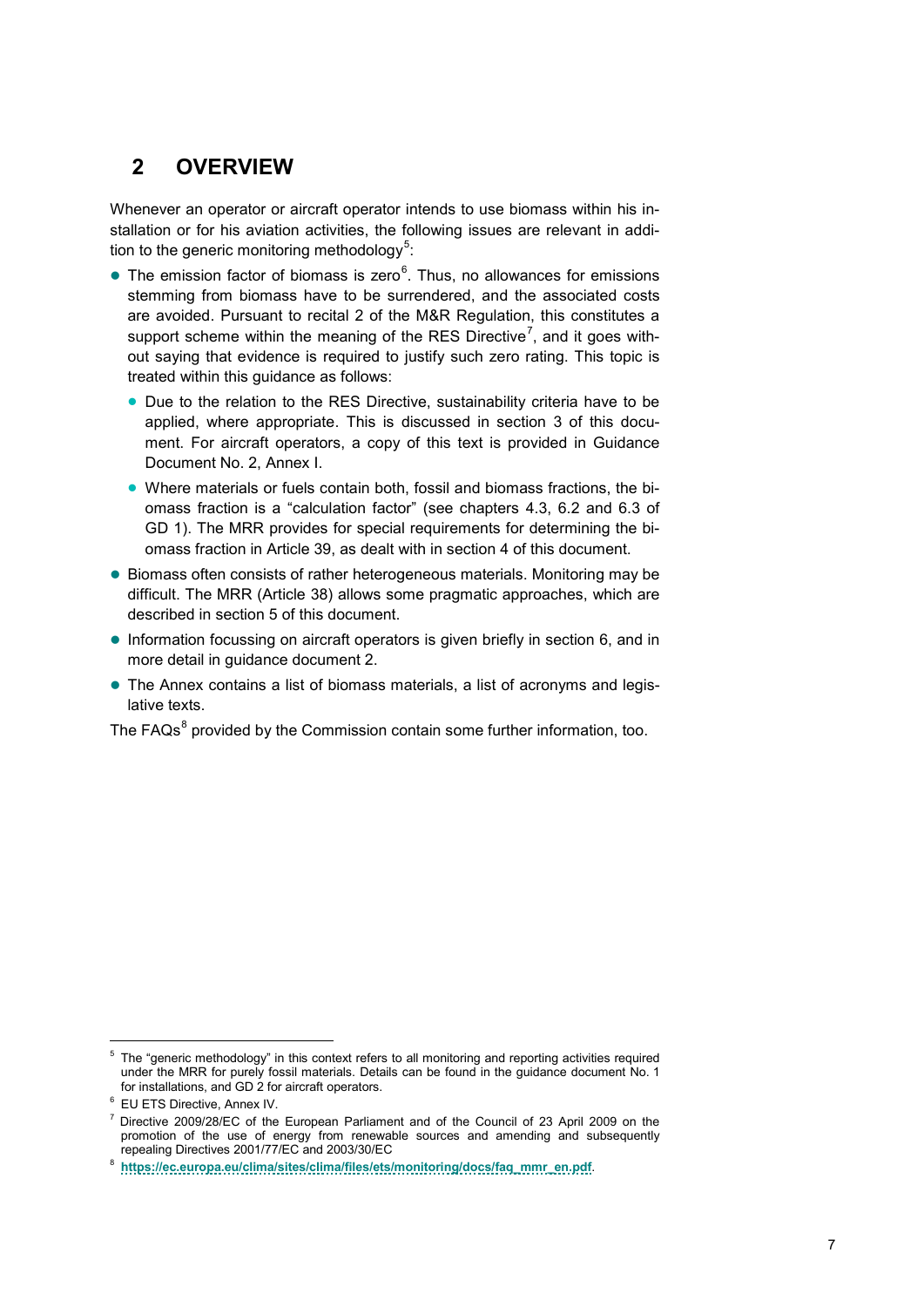# 2 OVERVIEW

Whenever an operator or aircraft operator intends to use biomass within his installation or for his aviation activities, the following issues are relevant in addition to the generic monitoring methodology[5]:

- The emission factor of biomass is zero[6]. Thus, no allowances for emissions stemming from biomass have to be surrendered, and the associated costs are avoided. Pursuant to recital 2 of the M&R Regulation, this constitutes a support scheme within the meaning of the RES Directive[7], and it goes without saying that evidence is required to justify such zero rating. This topic is treated within this guidance as follows:
  - Due to the relation to the RES Directive, sustainability criteria have to be applied, where appropriate. This is discussed in section 3 of this document. For aircraft operators, a copy of this text is provided in Guidance Document No. 2, Annex I.
  - Where materials or fuels contain both, fossil and biomass fractions, the biomass fraction is a "calculation factor" (see chapters 4.3, 6.2 and 6.3 of GD 1). The MRR provides for special requirements for determining the biomass fraction in Article 39, as dealt with in section 4 of this document.
- Biomass often consists of rather heterogeneous materials. Monitoring may be difficult. The MRR (Article 38) allows some pragmatic approaches, which are described in section 5 of this document.
- Information focussing on aircraft operators is given briefly in section 6, and in more detail in guidance document 2.
- The Annex contains a list of biomass materials, a list of acronyms and legislative texts.

The FAQs[8] provided by the Commission contain some further information, too.

---

[5] The "generic methodology" in this context refers to all monitoring and reporting activities required under the MRR for purely fossil materials. Details can be found in the guidance document No. 1 for installations, and GD 2 for aircraft operators.

[6] EU ETS Directive, Annex IV.

[7] Directive 2009/28/EC of the European Parliament and of the Council of 23 April 2009 on the promotion of the use of energy from renewable sources and amending and subsequently repealing Directives 2001/77/EC and 2003/30/EC

[8] **https://ec.europa.eu/clima/sites/clima/files/ets/monitoring/docs/faq_mmr_en.pdf**.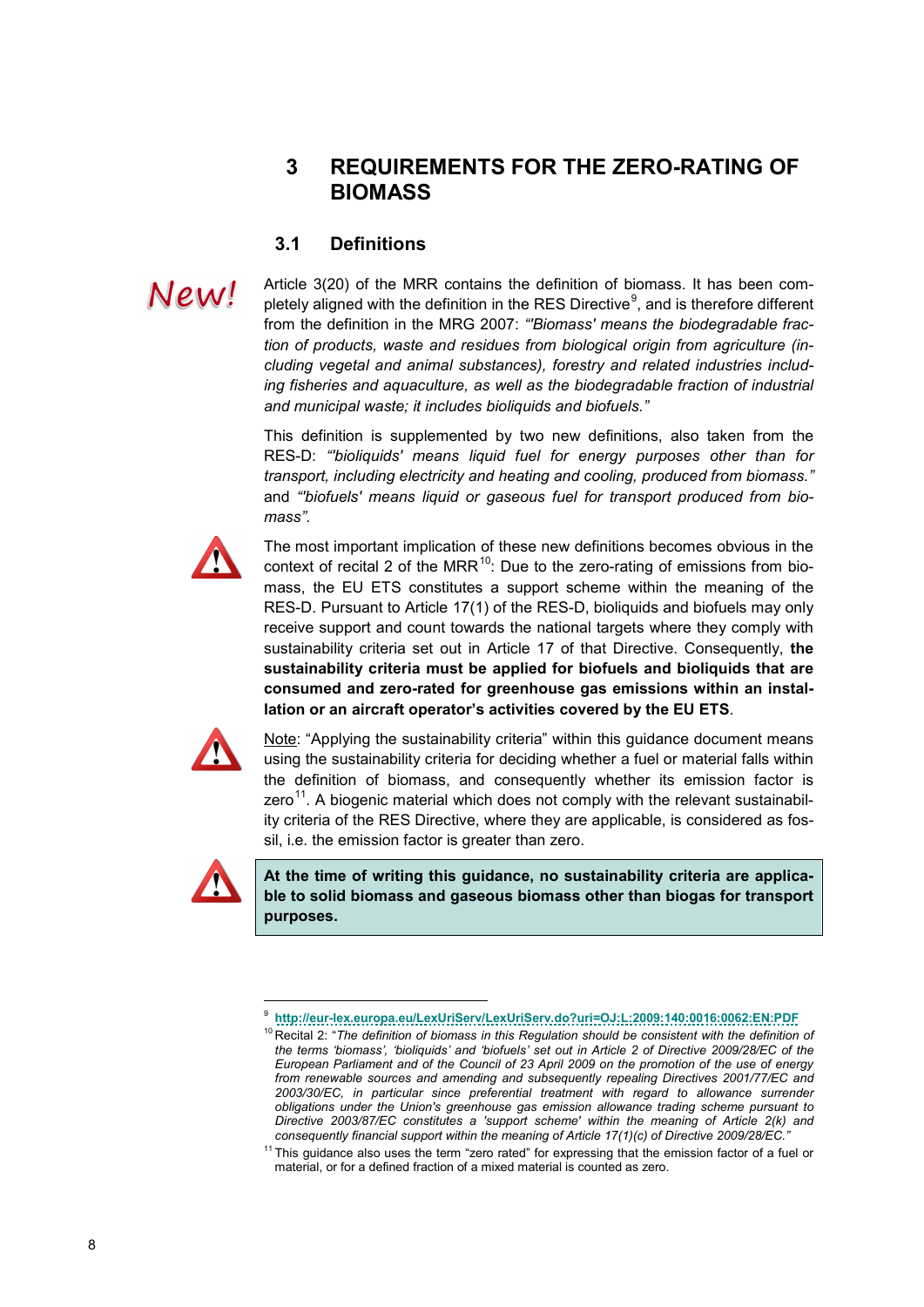# 3 REQUIREMENTS FOR THE ZERO-RATING OF BIOMASS

## 3.1 Definitions

New!

Article 3(20) of the MRR contains the definition of biomass. It has been completely aligned with the definition in the RES Directive[9], and is therefore different from the definition in the MRG 2007: *"'Biomass' means the biodegradable fraction of products, waste and residues from biological origin from agriculture (including vegetal and animal substances), forestry and related industries including fisheries and aquaculture, as well as the biodegradable fraction of industrial and municipal waste; it includes bioliquids and biofuels."*

This definition is supplemented by two new definitions, also taken from the RES-D: *"'bioliquids' means liquid fuel for energy purposes other than for transport, including electricity and heating and cooling, produced from biomass."* and *"'biofuels' means liquid or gaseous fuel for transport produced from biomass"*.

The most important implication of these new definitions becomes obvious in the context of recital 2 of the MRR[10]: Due to the zero-rating of emissions from biomass, the EU ETS constitutes a support scheme within the meaning of the RES-D. Pursuant to Article 17(1) of the RES-D, bioliquids and biofuels may only receive support and count towards the national targets where they comply with sustainability criteria set out in Article 17 of that Directive. Consequently, **the sustainability criteria must be applied for biofuels and bioliquids that are consumed and zero-rated for greenhouse gas emissions within an installation or an aircraft operator's activities covered by the EU ETS**.

Note: "Applying the sustainability criteria" within this guidance document means using the sustainability criteria for deciding whether a fuel or material falls within the definition of biomass, and consequently whether its emission factor is zero[11]. A biogenic material which does not comply with the relevant sustainability criteria of the RES Directive, where they are applicable, is considered as fossil, i.e. the emission factor is greater than zero.

**At the time of writing this guidance, no sustainability criteria are applicable to solid biomass and gaseous biomass other than biogas for transport purposes.**

---

[9] http://eur-lex.europa.eu/LexUriServ/LexUriServ.do?uri=OJ:L:2009:140:0016:0062:EN:PDF

[10] Recital 2: "*The definition of biomass in this Regulation should be consistent with the definition of the terms 'biomass', 'bioliquids' and 'biofuels' set out in Article 2 of Directive 2009/28/EC of the European Parliament and of the Council of 23 April 2009 on the promotion of the use of energy from renewable sources and amending and subsequently repealing Directives 2001/77/EC and 2003/30/EC, in particular since preferential treatment with regard to allowance surrender obligations under the Union's greenhouse gas emission allowance trading scheme pursuant to Directive 2003/87/EC constitutes a 'support scheme' within the meaning of Article 2(k) and consequently financial support within the meaning of Article 17(1)(c) of Directive 2009/28/EC.*"

[11] This guidance also uses the term "zero rated" for expressing that the emission factor of a fuel or material, or for a defined fraction of a mixed material is counted as zero.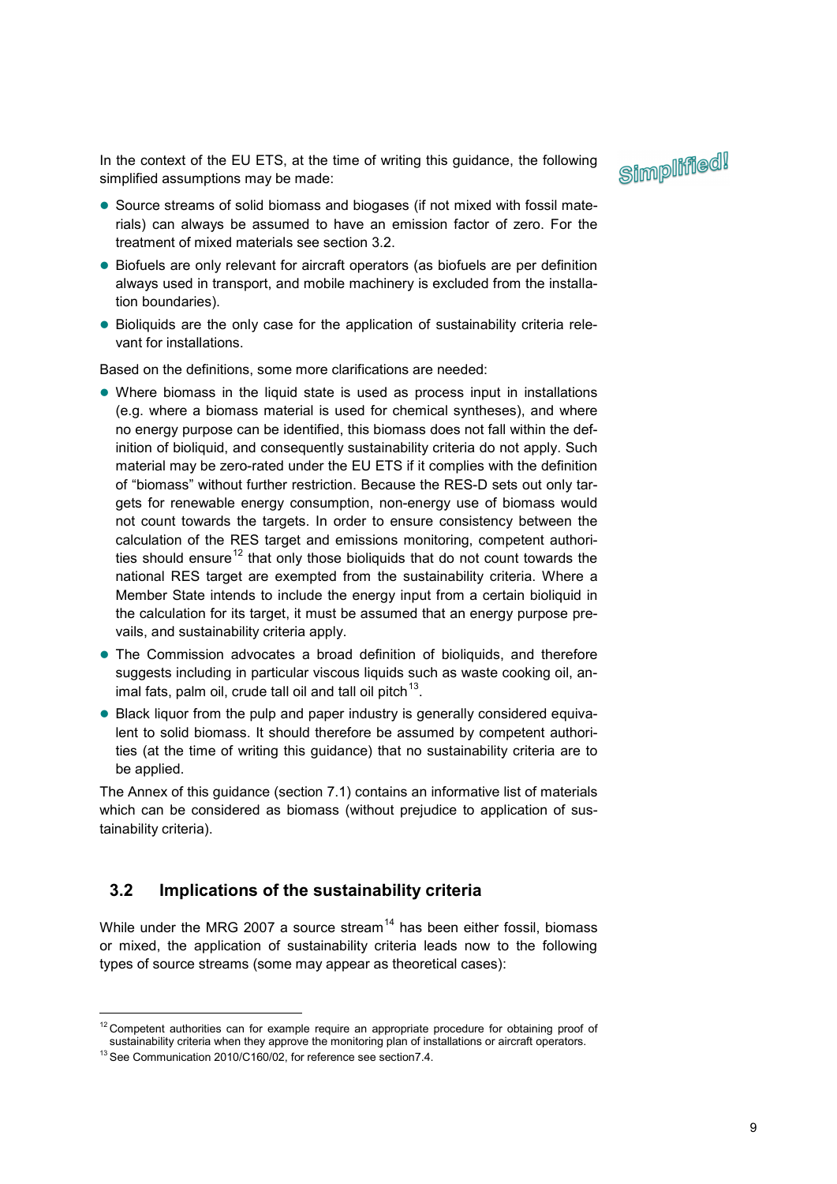In the context of the EU ETS, at the time of writing this guidance, the following simplified assumptions may be made:

Simplified!

- Source streams of solid biomass and biogases (if not mixed with fossil materials) can always be assumed to have an emission factor of zero. For the treatment of mixed materials see section 3.2.
- Biofuels are only relevant for aircraft operators (as biofuels are per definition always used in transport, and mobile machinery is excluded from the installation boundaries).
- Bioliquids are the only case for the application of sustainability criteria relevant for installations.

Based on the definitions, some more clarifications are needed:

- Where biomass in the liquid state is used as process input in installations (e.g. where a biomass material is used for chemical syntheses), and where no energy purpose can be identified, this biomass does not fall within the definition of bioliquid, and consequently sustainability criteria do not apply. Such material may be zero-rated under the EU ETS if it complies with the definition of "biomass" without further restriction. Because the RES-D sets out only targets for renewable energy consumption, non-energy use of biomass would not count towards the targets. In order to ensure consistency between the calculation of the RES target and emissions monitoring, competent authorities should ensure[12] that only those bioliquids that do not count towards the national RES target are exempted from the sustainability criteria. Where a Member State intends to include the energy input from a certain bioliquid in the calculation for its target, it must be assumed that an energy purpose prevails, and sustainability criteria apply.
- The Commission advocates a broad definition of bioliquids, and therefore suggests including in particular viscous liquids such as waste cooking oil, animal fats, palm oil, crude tall oil and tall oil pitch[13].
- Black liquor from the pulp and paper industry is generally considered equivalent to solid biomass. It should therefore be assumed by competent authorities (at the time of writing this guidance) that no sustainability criteria are to be applied.

The Annex of this guidance (section 7.1) contains an informative list of materials which can be considered as biomass (without prejudice to application of sustainability criteria).

## 3.2 Implications of the sustainability criteria

While under the MRG 2007 a source stream[14] has been either fossil, biomass or mixed, the application of sustainability criteria leads now to the following types of source streams (some may appear as theoretical cases):

---

[12] Competent authorities can for example require an appropriate procedure for obtaining proof of sustainability criteria when they approve the monitoring plan of installations or aircraft operators.

[13] See Communication 2010/C160/02, for reference see section7.4.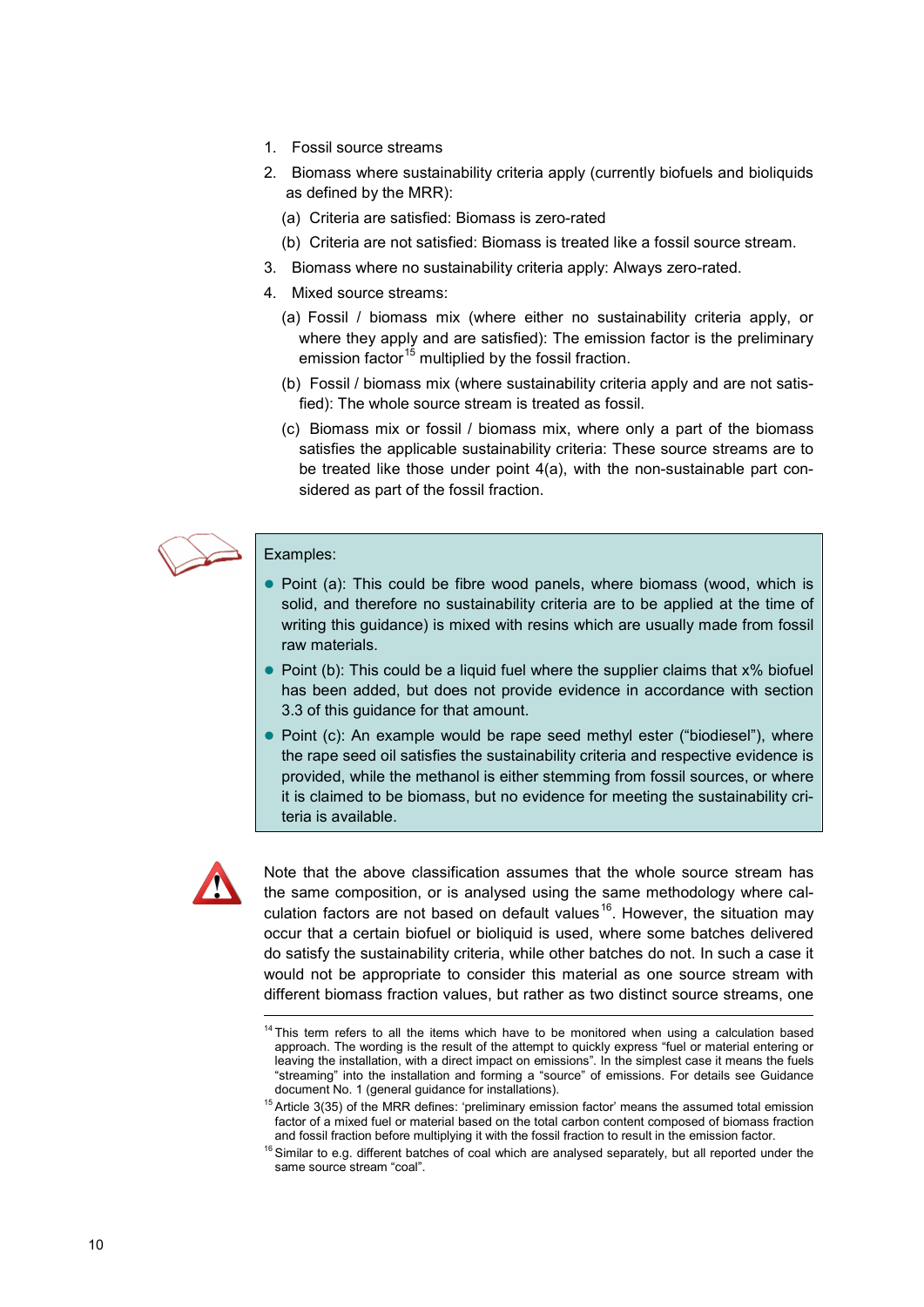1. Fossil source streams
2. Biomass where sustainability criteria apply (currently biofuels and bioliquids as defined by the MRR):
   (a) Criteria are satisfied: Biomass is zero-rated
   (b) Criteria are not satisfied: Biomass is treated like a fossil source stream.
3. Biomass where no sustainability criteria apply: Always zero-rated.
4. Mixed source streams:
   (a) Fossil / biomass mix (where either no sustainability criteria apply, or where they apply and are satisfied): The emission factor is the preliminary emission factor[15] multiplied by the fossil fraction.
   (b) Fossil / biomass mix (where sustainability criteria apply and are not satisfied): The whole source stream is treated as fossil.
   (c) Biomass mix or fossil / biomass mix, where only a part of the biomass satisfies the applicable sustainability criteria: These source streams are to be treated like those under point 4(a), with the non-sustainable part considered as part of the fossil fraction.

> Examples:
>
> - Point (a): This could be fibre wood panels, where biomass (wood, which is solid, and therefore no sustainability criteria are to be applied at the time of writing this guidance) is mixed with resins which are usually made from fossil raw materials.
> - Point (b): This could be a liquid fuel where the supplier claims that x% biofuel has been added, but does not provide evidence in accordance with section 3.3 of this guidance for that amount.
> - Point (c): An example would be rape seed methyl ester ("biodiesel"), where the rape seed oil satisfies the sustainability criteria and respective evidence is provided, while the methanol is either stemming from fossil sources, or where it is claimed to be biomass, but no evidence for meeting the sustainability criteria is available.

Note that the above classification assumes that the whole source stream has the same composition, or is analysed using the same methodology where calculation factors are not based on default values[16]. However, the situation may occur that a certain biofuel or bioliquid is used, where some batches delivered do satisfy the sustainability criteria, while other batches do not. In such a case it would not be appropriate to consider this material as one source stream with different biomass fraction values, but rather as two distinct source streams, one

---

[14] This term refers to all the items which have to be monitored when using a calculation based approach. The wording is the result of the attempt to quickly express "fuel or material entering or leaving the installation, with a direct impact on emissions". In the simplest case it means the fuels "streaming" into the installation and forming a "source" of emissions. For details see Guidance document No. 1 (general guidance for installations).

[15] Article 3(35) of the MRR defines: 'preliminary emission factor' means the assumed total emission factor of a mixed fuel or material based on the total carbon content composed of biomass fraction and fossil fraction before multiplying it with the fossil fraction to result in the emission factor.

[16] Similar to e.g. different batches of coal which are analysed separately, but all reported under the same source stream "coal".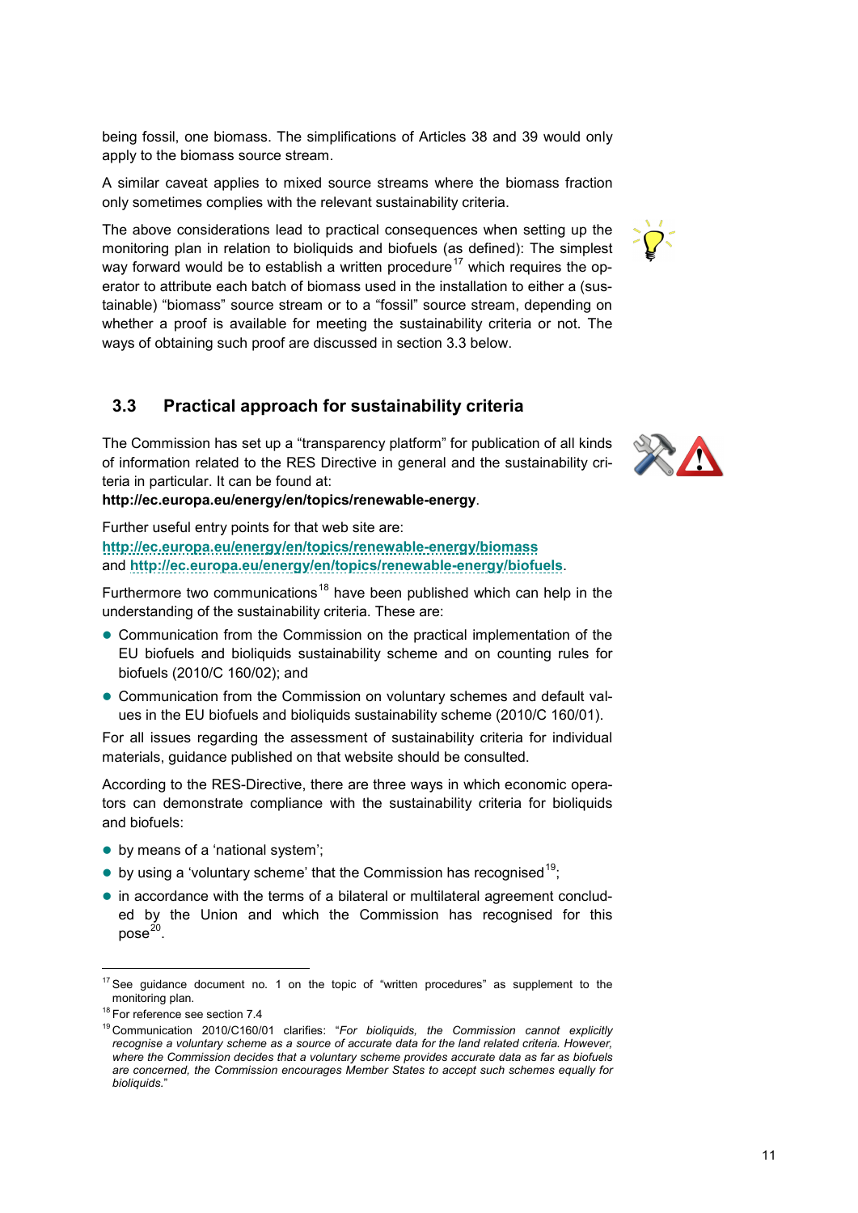being fossil, one biomass. The simplifications of Articles 38 and 39 would only apply to the biomass source stream.

A similar caveat applies to mixed source streams where the biomass fraction only sometimes complies with the relevant sustainability criteria.

The above considerations lead to practical consequences when setting up the monitoring plan in relation to bioliquids and biofuels (as defined): The simplest way forward would be to establish a written procedure[17] which requires the operator to attribute each batch of biomass used in the installation to either a (sustainable) "biomass" source stream or to a "fossil" source stream, depending on whether a proof is available for meeting the sustainability criteria or not. The ways of obtaining such proof are discussed in section 3.3 below.

## 3.3 Practical approach for sustainability criteria

The Commission has set up a "transparency platform" for publication of all kinds of information related to the RES Directive in general and the sustainability criteria in particular. It can be found at:
**http://ec.europa.eu/energy/en/topics/renewable-energy**.

Further useful entry points for that web site are:
**http://ec.europa.eu/energy/en/topics/renewable-energy/biomass**
and **http://ec.europa.eu/energy/en/topics/renewable-energy/biofuels**.

Furthermore two communications[18] have been published which can help in the understanding of the sustainability criteria. These are:

- Communication from the Commission on the practical implementation of the EU biofuels and bioliquids sustainability scheme and on counting rules for biofuels (2010/C 160/02); and
- Communication from the Commission on voluntary schemes and default values in the EU biofuels and bioliquids sustainability scheme (2010/C 160/01).

For all issues regarding the assessment of sustainability criteria for individual materials, guidance published on that website should be consulted.

According to the RES-Directive, there are three ways in which economic operators can demonstrate compliance with the sustainability criteria for bioliquids and biofuels:

- by means of a 'national system';
- by using a 'voluntary scheme' that the Commission has recognised[19];
- in accordance with the terms of a bilateral or multilateral agreement concluded by the Union and which the Commission has recognised for this pose[20].

---

[17] See guidance document no. 1 on the topic of "written procedures" as supplement to the monitoring plan.

[18] For reference see section 7.4

[19] Communication 2010/C160/01 clarifies: "*For bioliquids, the Commission cannot explicitly recognise a voluntary scheme as a source of accurate data for the land related criteria. However, where the Commission decides that a voluntary scheme provides accurate data as far as biofuels are concerned, the Commission encourages Member States to accept such schemes equally for bioliquids.*"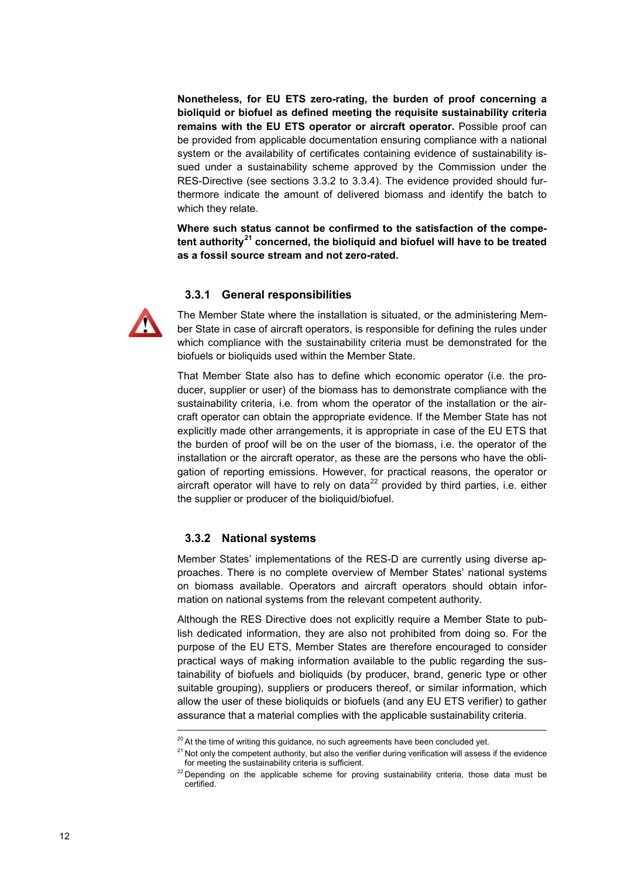**Nonetheless, for EU ETS zero-rating, the burden of proof concerning a bioliquid or biofuel as defined meeting the requisite sustainability criteria remains with the EU ETS operator or aircraft operator.** Possible proof can be provided from applicable documentation ensuring compliance with a national system or the availability of certificates containing evidence of sustainability issued under a sustainability scheme approved by the Commission under the RES-Directive (see sections 3.3.2 to 3.3.4). The evidence provided should furthermore indicate the amount of delivered biomass and identify the batch to which they relate.

**Where such status cannot be confirmed to the satisfaction of the competent authority[21] concerned, the bioliquid and biofuel will have to be treated as a fossil source stream and not zero-rated.**

### 3.3.1 General responsibilities

The Member State where the installation is situated, or the administering Member State in case of aircraft operators, is responsible for defining the rules under which compliance with the sustainability criteria must be demonstrated for the biofuels or bioliquids used within the Member State.

That Member State also has to define which economic operator (i.e. the producer, supplier or user) of the biomass has to demonstrate compliance with the sustainability criteria, i.e. from whom the operator of the installation or the aircraft operator can obtain the appropriate evidence. If the Member State has not explicitly made other arrangements, it is appropriate in case of the EU ETS that the burden of proof will be on the user of the biomass, i.e. the operator of the installation or the aircraft operator, as these are the persons who have the obligation of reporting emissions. However, for practical reasons, the operator or aircraft operator will have to rely on data[22] provided by third parties, i.e. either the supplier or producer of the bioliquid/biofuel.

### 3.3.2 National systems

Member States' implementations of the RES-D are currently using diverse approaches. There is no complete overview of Member States' national systems on biomass available. Operators and aircraft operators should obtain information on national systems from the relevant competent authority.

Although the RES Directive does not explicitly require a Member State to publish dedicated information, they are also not prohibited from doing so. For the purpose of the EU ETS, Member States are therefore encouraged to consider practical ways of making information available to the public regarding the sustainability of biofuels and bioliquids (by producer, brand, generic type or other suitable grouping), suppliers or producers thereof, or similar information, which allow the user of these bioliquids or biofuels (and any EU ETS verifier) to gather assurance that a material complies with the applicable sustainability criteria.

---

[20] At the time of writing this guidance, no such agreements have been concluded yet.

[21] Not only the competent authority, but also the verifier during verification will assess if the evidence for meeting the sustainability criteria is sufficient.

[22] Depending on the applicable scheme for proving sustainability criteria, those data must be certified.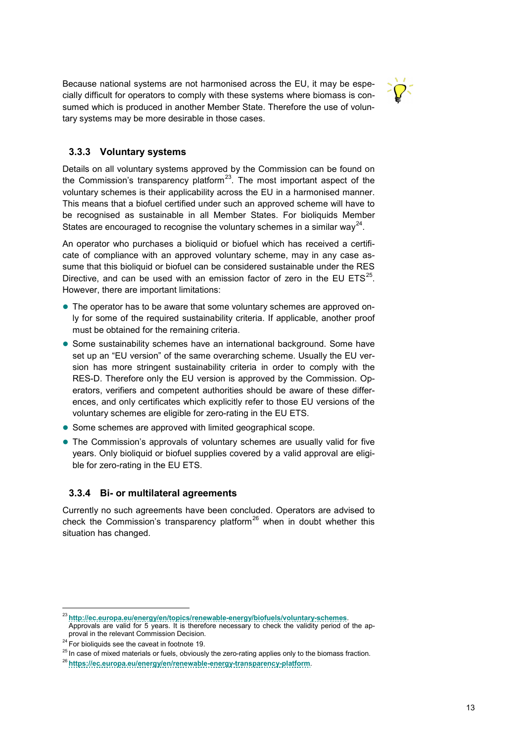Because national systems are not harmonised across the EU, it may be especially difficult for operators to comply with these systems where biomass is consumed which is produced in another Member State. Therefore the use of voluntary systems may be more desirable in those cases.

### 3.3.3 Voluntary systems

Details on all voluntary systems approved by the Commission can be found on the Commission's transparency platform[23]. The most important aspect of the voluntary schemes is their applicability across the EU in a harmonised manner. This means that a biofuel certified under such an approved scheme will have to be recognised as sustainable in all Member States. For bioliquids Member States are encouraged to recognise the voluntary schemes in a similar way[24].

An operator who purchases a bioliquid or biofuel which has received a certificate of compliance with an approved voluntary scheme, may in any case assume that this bioliquid or biofuel can be considered sustainable under the RES Directive, and can be used with an emission factor of zero in the EU ETS[25]. However, there are important limitations:

- The operator has to be aware that some voluntary schemes are approved only for some of the required sustainability criteria. If applicable, another proof must be obtained for the remaining criteria.
- Some sustainability schemes have an international background. Some have set up an "EU version" of the same overarching scheme. Usually the EU version has more stringent sustainability criteria in order to comply with the RES-D. Therefore only the EU version is approved by the Commission. Operators, verifiers and competent authorities should be aware of these differences, and only certificates which explicitly refer to those EU versions of the voluntary schemes are eligible for zero-rating in the EU ETS.
- Some schemes are approved with limited geographical scope.
- The Commission's approvals of voluntary schemes are usually valid for five years. Only bioliquid or biofuel supplies covered by a valid approval are eligible for zero-rating in the EU ETS.

### 3.3.4 Bi- or multilateral agreements

Currently no such agreements have been concluded. Operators are advised to check the Commission's transparency platform[26] when in doubt whether this situation has changed.

---

[23] **http://ec.europa.eu/energy/en/topics/renewable-energy/biofuels/voluntary-schemes**. Approvals are valid for 5 years. It is therefore necessary to check the validity period of the approval in the relevant Commission Decision.

[24] For bioliquids see the caveat in footnote 19.

[25] In case of mixed materials or fuels, obviously the zero-rating applies only to the biomass fraction.

[26] **https://ec.europa.eu/energy/en/renewable-energy-transparency-platform**.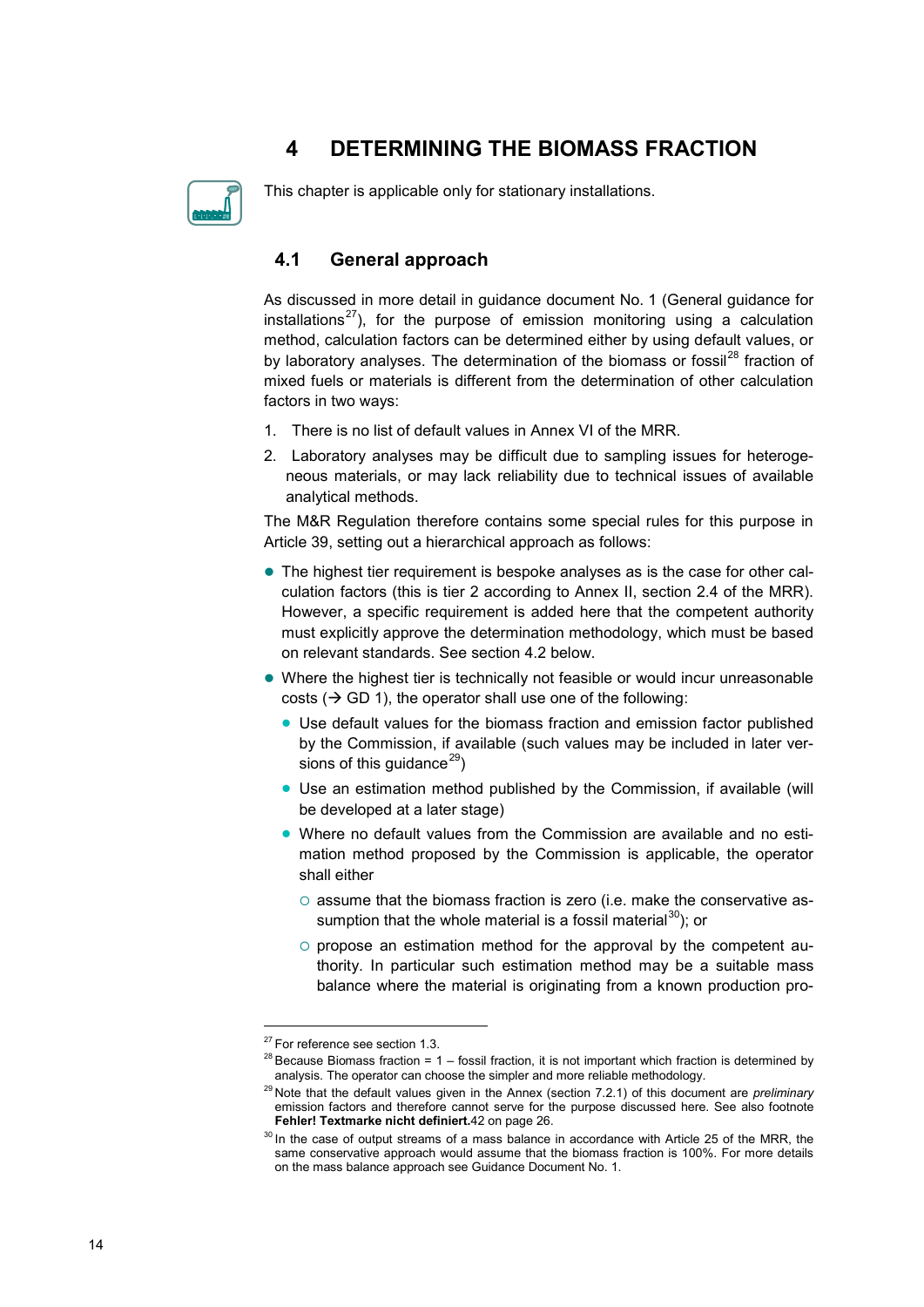# 4 DETERMINING THE BIOMASS FRACTION

This chapter is applicable only for stationary installations.

## 4.1 General approach

As discussed in more detail in guidance document No. 1 (General guidance for installations[27]), for the purpose of emission monitoring using a calculation method, calculation factors can be determined either by using default values, or by laboratory analyses. The determination of the biomass or fossil[28] fraction of mixed fuels or materials is different from the determination of other calculation factors in two ways:

1. There is no list of default values in Annex VI of the MRR.
2. Laboratory analyses may be difficult due to sampling issues for heterogeneous materials, or may lack reliability due to technical issues of available analytical methods.

The M&R Regulation therefore contains some special rules for this purpose in Article 39, setting out a hierarchical approach as follows:

- The highest tier requirement is bespoke analyses as is the case for other calculation factors (this is tier 2 according to Annex II, section 2.4 of the MRR). However, a specific requirement is added here that the competent authority must explicitly approve the determination methodology, which must be based on relevant standards. See section 4.2 below.
- Where the highest tier is technically not feasible or would incur unreasonable costs (→ GD 1), the operator shall use one of the following:
  - Use default values for the biomass fraction and emission factor published by the Commission, if available (such values may be included in later versions of this guidance[29])
  - Use an estimation method published by the Commission, if available (will be developed at a later stage)
  - Where no default values from the Commission are available and no estimation method proposed by the Commission is applicable, the operator shall either
    - assume that the biomass fraction is zero (i.e. make the conservative assumption that the whole material is a fossil material[30]); or
    - propose an estimation method for the approval by the competent authority. In particular such estimation method may be a suitable mass balance where the material is originating from a known production pro-

---

[27] For reference see section 1.3.

[28] Because Biomass fraction = 1 – fossil fraction, it is not important which fraction is determined by analysis. The operator can choose the simpler and more reliable methodology.

[29] Note that the default values given in the Annex (section 7.2.1) of this document are *preliminary* emission factors and therefore cannot serve for the purpose discussed here. See also footnote **Fehler! Textmarke nicht definiert.**42 on page 26.

[30] In the case of output streams of a mass balance in accordance with Article 25 of the MRR, the same conservative approach would assume that the biomass fraction is 100%. For more details on the mass balance approach see Guidance Document No. 1.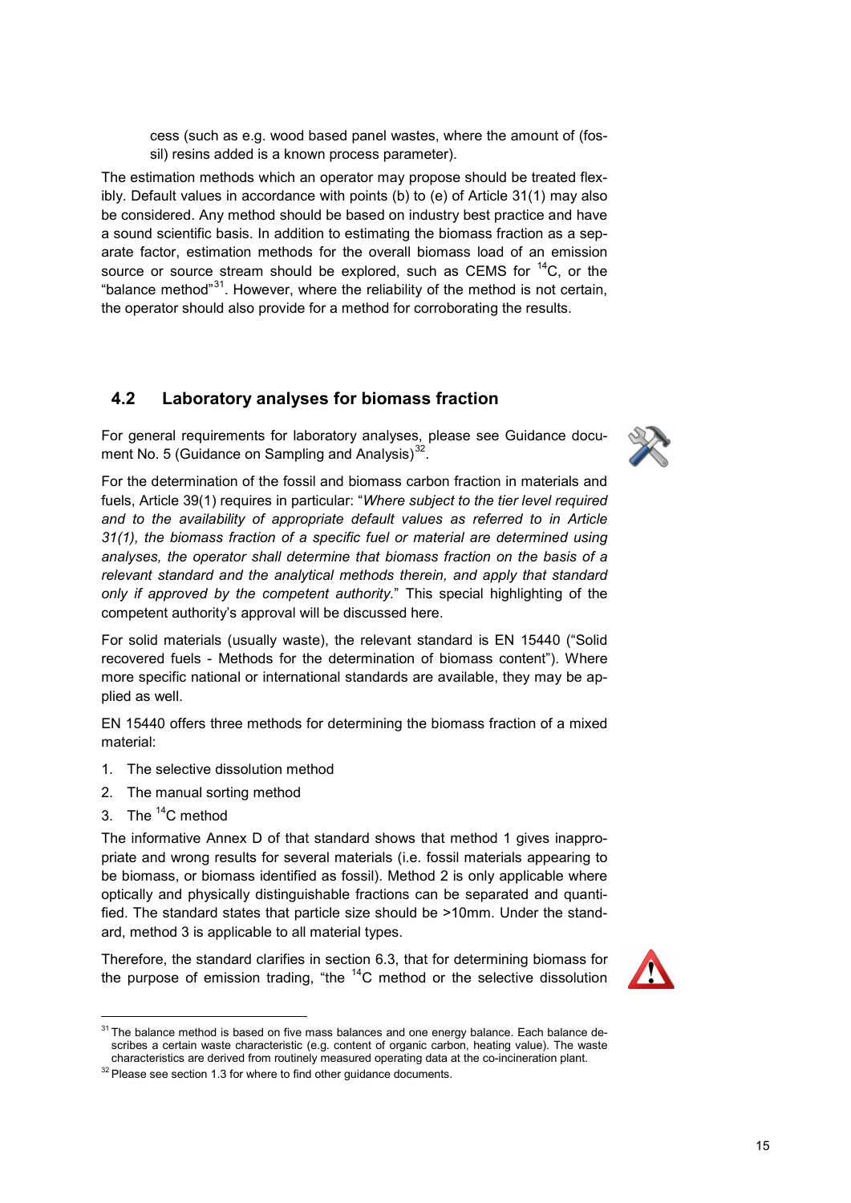cess (such as e.g. wood based panel wastes, where the amount of (fossil) resins added is a known process parameter).

The estimation methods which an operator may propose should be treated flexibly. Default values in accordance with points (b) to (e) of Article 31(1) may also be considered. Any method should be based on industry best practice and have a sound scientific basis. In addition to estimating the biomass fraction as a separate factor, estimation methods for the overall biomass load of an emission source or source stream should be explored, such as CEMS for $^{14}C$, or the "balance method"[31]. However, where the reliability of the method is not certain, the operator should also provide for a method for corroborating the results.

## 4.2 Laboratory analyses for biomass fraction

For general requirements for laboratory analyses, please see Guidance document No. 5 (Guidance on Sampling and Analysis)[32].

For the determination of the fossil and biomass carbon fraction in materials and fuels, Article 39(1) requires in particular: "*Where subject to the tier level required and to the availability of appropriate default values as referred to in Article 31(1), the biomass fraction of a specific fuel or material are determined using analyses, the operator shall determine that biomass fraction on the basis of a relevant standard and the analytical methods therein, and apply that standard only if approved by the competent authority.*" This special highlighting of the competent authority's approval will be discussed here.

For solid materials (usually waste), the relevant standard is EN 15440 ("Solid recovered fuels - Methods for the determination of biomass content"). Where more specific national or international standards are available, they may be applied as well.

EN 15440 offers three methods for determining the biomass fraction of a mixed material:

1. The selective dissolution method
2. The manual sorting method
3. The $^{14}C$ method

The informative Annex D of that standard shows that method 1 gives inappropriate and wrong results for several materials (i.e. fossil materials appearing to be biomass, or biomass identified as fossil). Method 2 is only applicable where optically and physically distinguishable fractions can be separated and quantified. The standard states that particle size should be >10mm. Under the standard, method 3 is applicable to all material types.

Therefore, the standard clarifies in section 6.3, that for determining biomass for the purpose of emission trading, "the $^{14}C$ method or the selective dissolution

---

[31] The balance method is based on five mass balances and one energy balance. Each balance describes a certain waste characteristic (e.g. content of organic carbon, heating value). The waste characteristics are derived from routinely measured operating data at the co-incineration plant.

[32] Please see section 1.3 for where to find other guidance documents.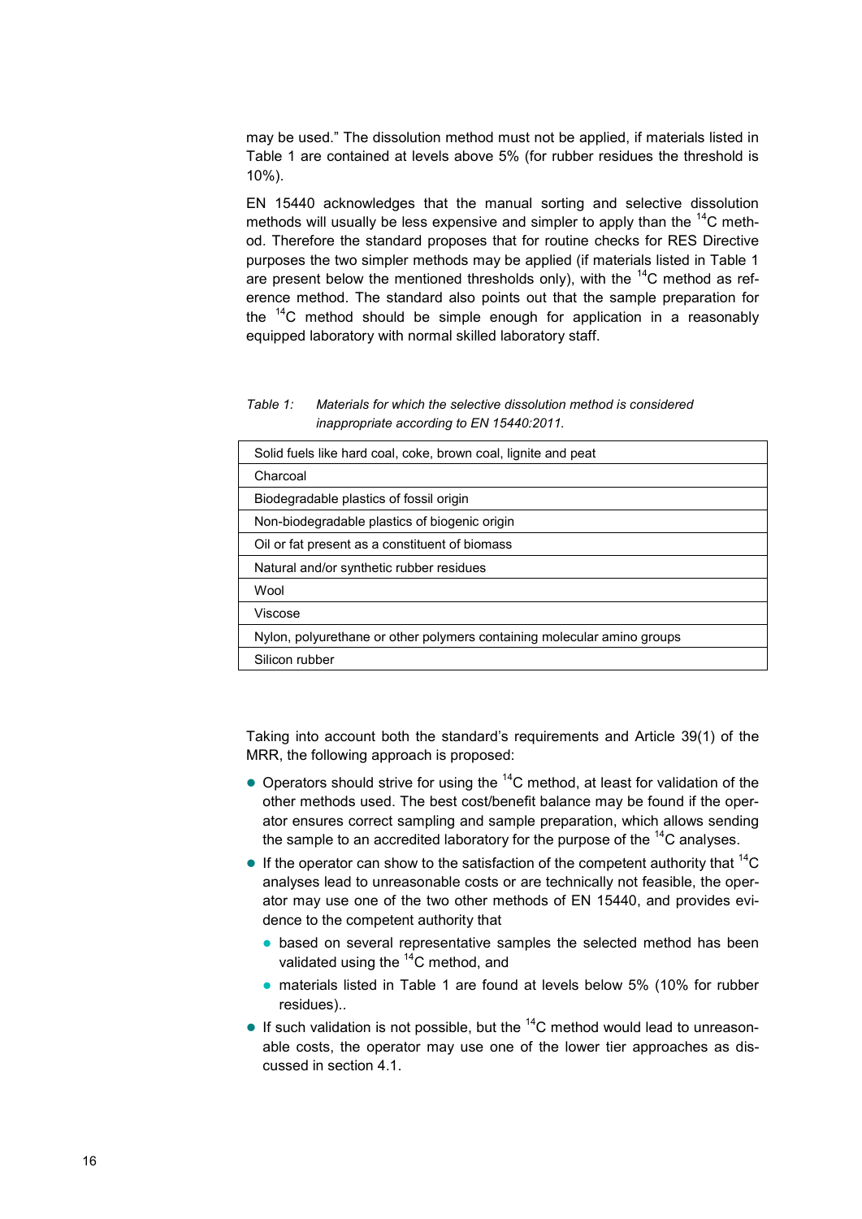may be used." The dissolution method must not be applied, if materials listed in Table 1 are contained at levels above 5% (for rubber residues the threshold is 10%).

EN 15440 acknowledges that the manual sorting and selective dissolution methods will usually be less expensive and simpler to apply than the $^{14}C$ method. Therefore the standard proposes that for routine checks for RES Directive purposes the two simpler methods may be applied (if materials listed in Table 1 are present below the mentioned thresholds only), with the $^{14}C$ method as reference method. The standard also points out that the sample preparation for the $^{14}C$ method should be simple enough for application in a reasonably equipped laboratory with normal skilled laboratory staff.

*Table 1: Materials for which the selective dissolution method is considered inappropriate according to EN 15440:2011.*

| Materials |
|---|
| Solid fuels like hard coal, coke, brown coal, lignite and peat |
| Charcoal |
| Biodegradable plastics of fossil origin |
| Non-biodegradable plastics of biogenic origin |
| Oil or fat present as a constituent of biomass |
| Natural and/or synthetic rubber residues |
| Wool |
| Viscose |
| Nylon, polyurethane or other polymers containing molecular amino groups |
| Silicon rubber |

Taking into account both the standard's requirements and Article 39(1) of the MRR, the following approach is proposed:

- Operators should strive for using the $^{14}C$ method, at least for validation of the other methods used. The best cost/benefit balance may be found if the operator ensures correct sampling and sample preparation, which allows sending the sample to an accredited laboratory for the purpose of the $^{14}C$ analyses.
- If the operator can show to the satisfaction of the competent authority that $^{14}C$ analyses lead to unreasonable costs or are technically not feasible, the operator may use one of the two other methods of EN 15440, and provides evidence to the competent authority that
  - based on several representative samples the selected method has been validated using the $^{14}C$ method, and
  - materials listed in Table 1 are found at levels below 5% (10% for rubber residues)..
- If such validation is not possible, but the $^{14}C$ method would lead to unreasonable costs, the operator may use one of the lower tier approaches as discussed in section 4.1.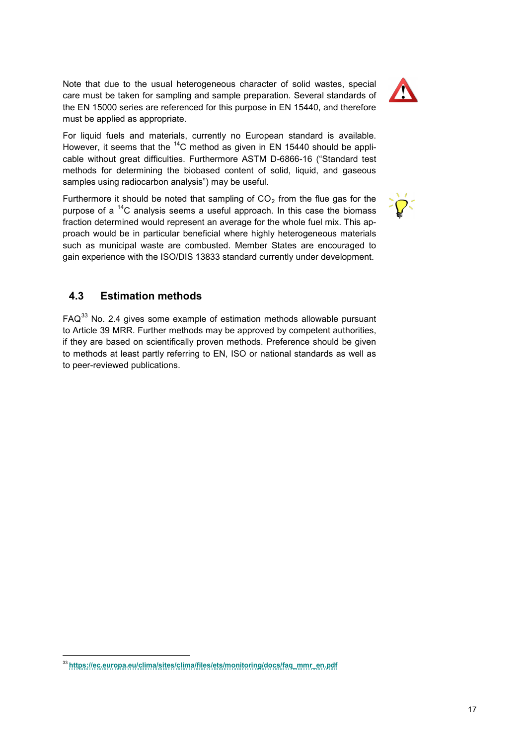Note that due to the usual heterogeneous character of solid wastes, special care must be taken for sampling and sample preparation. Several standards of the EN 15000 series are referenced for this purpose in EN 15440, and therefore must be applied as appropriate.

For liquid fuels and materials, currently no European standard is available. However, it seems that the $^{14}C$ method as given in EN 15440 should be applicable without great difficulties. Furthermore ASTM D-6866-16 ("Standard test methods for determining the biobased content of solid, liquid, and gaseous samples using radiocarbon analysis") may be useful.

Furthermore it should be noted that sampling of $CO_2$ from the flue gas for the purpose of a $^{14}C$ analysis seems a useful approach. In this case the biomass fraction determined would represent an average for the whole fuel mix. This approach would be in particular beneficial where highly heterogeneous materials such as municipal waste are combusted. Member States are encouraged to gain experience with the ISO/DIS 13833 standard currently under development.

## 4.3 Estimation methods

FAQ[33] No. 2.4 gives some example of estimation methods allowable pursuant to Article 39 MRR. Further methods may be approved by competent authorities, if they are based on scientifically proven methods. Preference should be given to methods at least partly referring to EN, ISO or national standards as well as to peer-reviewed publications.

---

[33] https://ec.europa.eu/clima/sites/clima/files/ets/monitoring/docs/faq_mmr_en.pdf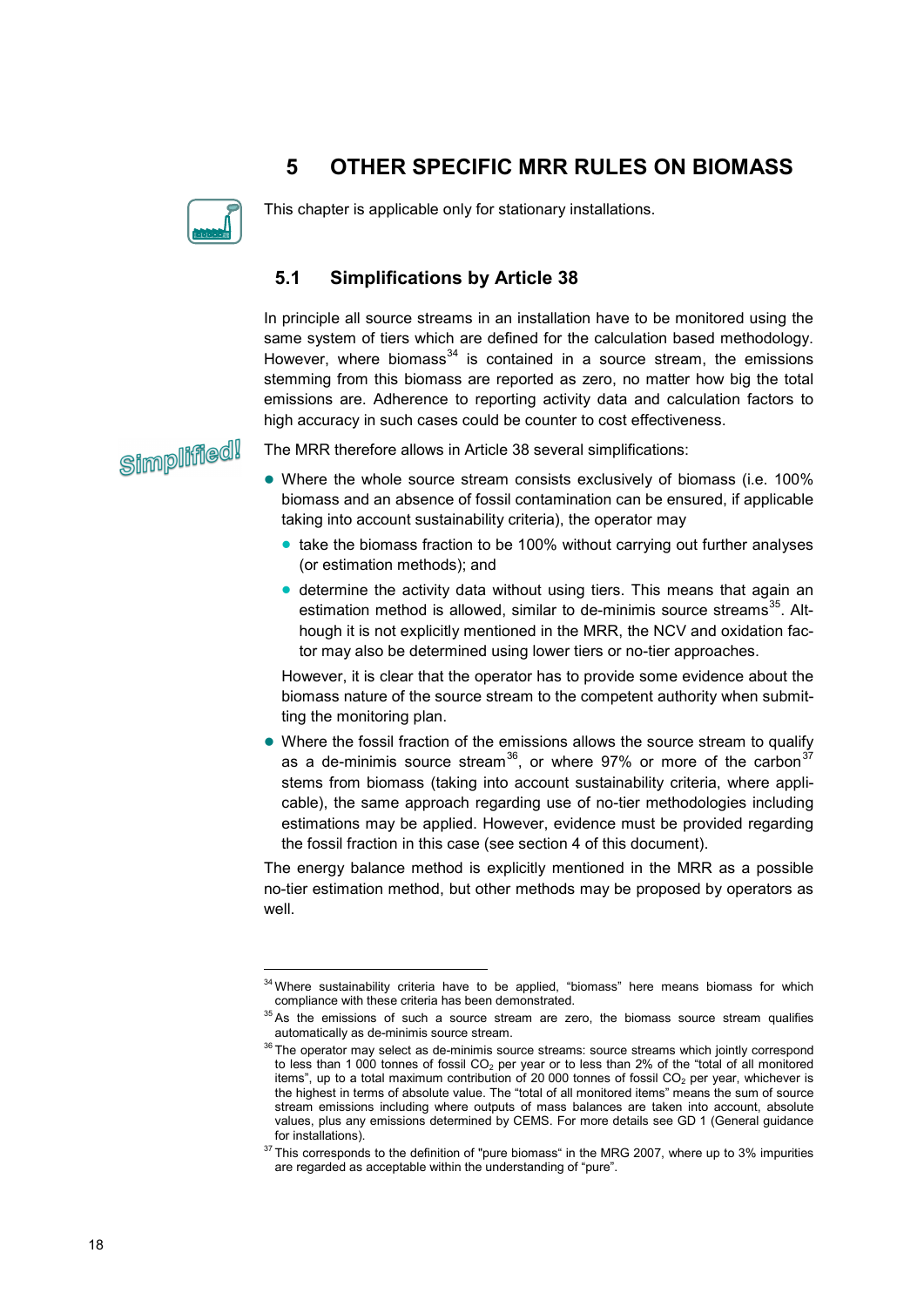# 5 OTHER SPECIFIC MRR RULES ON BIOMASS

This chapter is applicable only for stationary installations.

## 5.1 Simplifications by Article 38

In principle all source streams in an installation have to be monitored using the same system of tiers which are defined for the calculation based methodology. However, where biomass[34] is contained in a source stream, the emissions stemming from this biomass are reported as zero, no matter how big the total emissions are. Adherence to reporting activity data and calculation factors to high accuracy in such cases could be counter to cost effectiveness.

Simplified!

The MRR therefore allows in Article 38 several simplifications:

- Where the whole source stream consists exclusively of biomass (i.e. 100% biomass and an absence of fossil contamination can be ensured, if applicable taking into account sustainability criteria), the operator may
  - take the biomass fraction to be 100% without carrying out further analyses (or estimation methods); and
  - determine the activity data without using tiers. This means that again an estimation method is allowed, similar to de-minimis source streams[35]. Although it is not explicitly mentioned in the MRR, the NCV and oxidation factor may also be determined using lower tiers or no-tier approaches.

  However, it is clear that the operator has to provide some evidence about the biomass nature of the source stream to the competent authority when submitting the monitoring plan.

- Where the fossil fraction of the emissions allows the source stream to qualify as a de-minimis source stream[36], or where 97% or more of the carbon[37] stems from biomass (taking into account sustainability criteria, where applicable), the same approach regarding use of no-tier methodologies including estimations may be applied. However, evidence must be provided regarding the fossil fraction in this case (see section 4 of this document).

The energy balance method is explicitly mentioned in the MRR as a possible no-tier estimation method, but other methods may be proposed by operators as well.

---

[34] Where sustainability criteria have to be applied, "biomass" here means biomass for which compliance with these criteria has been demonstrated.

[35] As the emissions of such a source stream are zero, the biomass source stream qualifies automatically as de-minimis source stream.

[36] The operator may select as de-minimis source streams: source streams which jointly correspond to less than 1 000 tonnes of fossil $CO_2$ per year or to less than 2% of the "total of all monitored items", up to a total maximum contribution of 20 000 tonnes of fossil $CO_2$ per year, whichever is the highest in terms of absolute value. The "total of all monitored items" means the sum of source stream emissions including where outputs of mass balances are taken into account, absolute values, plus any emissions determined by CEMS. For more details see GD 1 (General guidance for installations).

[37] This corresponds to the definition of "pure biomass" in the MRG 2007, where up to 3% impurities are regarded as acceptable within the understanding of "pure".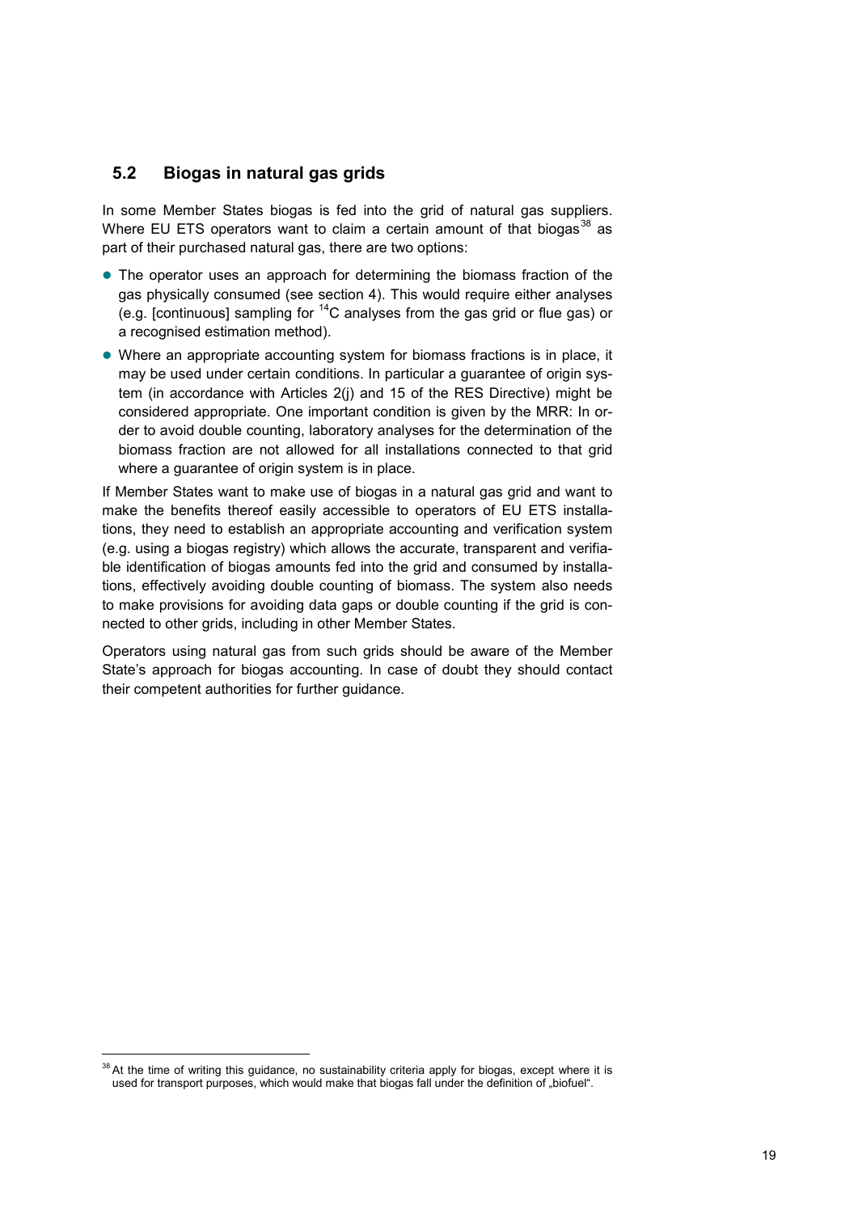## 5.2 Biogas in natural gas grids

In some Member States biogas is fed into the grid of natural gas suppliers. Where EU ETS operators want to claim a certain amount of that biogas[38] as part of their purchased natural gas, there are two options:

- The operator uses an approach for determining the biomass fraction of the gas physically consumed (see section 4). This would require either analyses (e.g. [continuous] sampling for $^{14}C$ analyses from the gas grid or flue gas) or a recognised estimation method).
- Where an appropriate accounting system for biomass fractions is in place, it may be used under certain conditions. In particular a guarantee of origin system (in accordance with Articles 2(j) and 15 of the RES Directive) might be considered appropriate. One important condition is given by the MRR: In order to avoid double counting, laboratory analyses for the determination of the biomass fraction are not allowed for all installations connected to that grid where a guarantee of origin system is in place.

If Member States want to make use of biogas in a natural gas grid and want to make the benefits thereof easily accessible to operators of EU ETS installations, they need to establish an appropriate accounting and verification system (e.g. using a biogas registry) which allows the accurate, transparent and verifiable identification of biogas amounts fed into the grid and consumed by installations, effectively avoiding double counting of biomass. The system also needs to make provisions for avoiding data gaps or double counting if the grid is connected to other grids, including in other Member States.

Operators using natural gas from such grids should be aware of the Member State's approach for biogas accounting. In case of doubt they should contact their competent authorities for further guidance.

[38] At the time of writing this guidance, no sustainability criteria apply for biogas, except where it is used for transport purposes, which would make that biogas fall under the definition of „biofuel".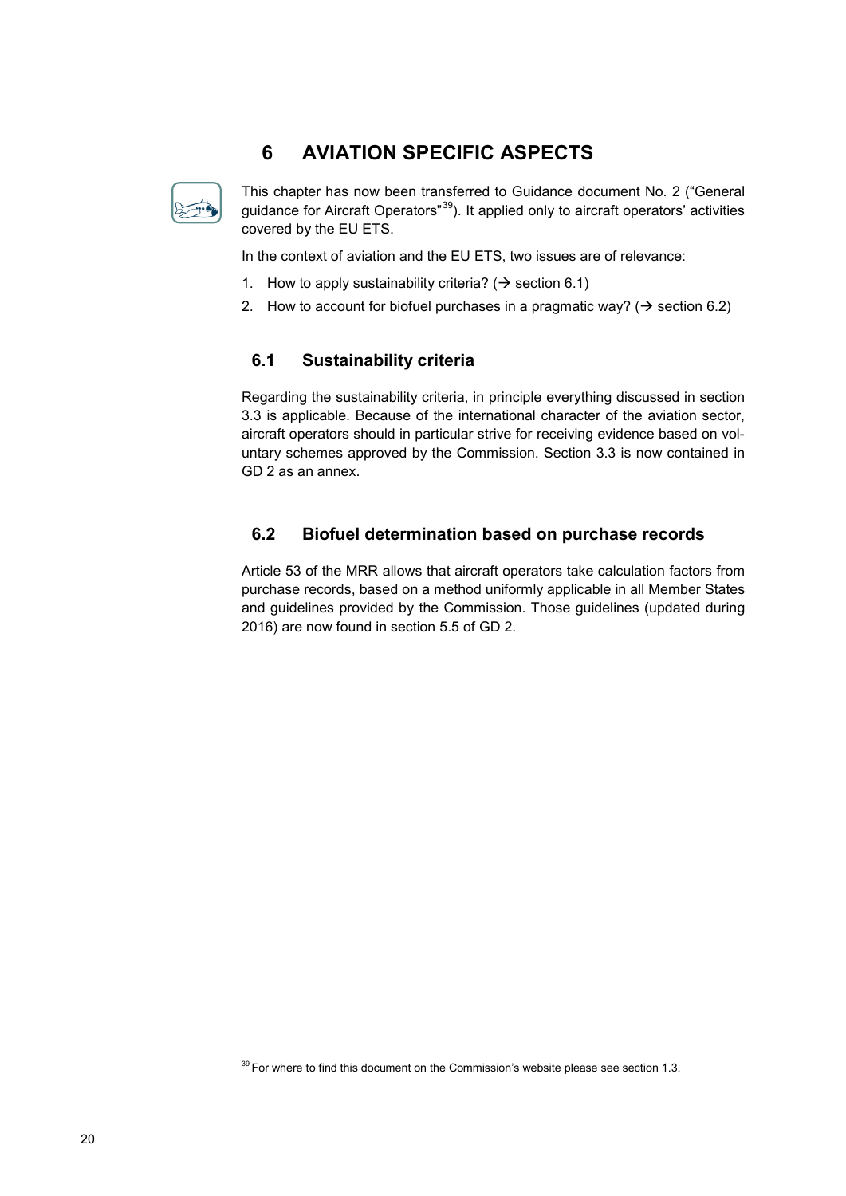# 6 AVIATION SPECIFIC ASPECTS

This chapter has now been transferred to Guidance document No. 2 ("General guidance for Aircraft Operators"[39]). It applied only to aircraft operators' activities covered by the EU ETS.

In the context of aviation and the EU ETS, two issues are of relevance:

1. How to apply sustainability criteria? (→ section 6.1)
2. How to account for biofuel purchases in a pragmatic way? (→ section 6.2)

## 6.1 Sustainability criteria

Regarding the sustainability criteria, in principle everything discussed in section 3.3 is applicable. Because of the international character of the aviation sector, aircraft operators should in particular strive for receiving evidence based on voluntary schemes approved by the Commission. Section 3.3 is now contained in GD 2 as an annex.

## 6.2 Biofuel determination based on purchase records

Article 53 of the MRR allows that aircraft operators take calculation factors from purchase records, based on a method uniformly applicable in all Member States and guidelines provided by the Commission. Those guidelines (updated during 2016) are now found in section 5.5 of GD 2.

---

[39] For where to find this document on the Commission's website please see section 1.3.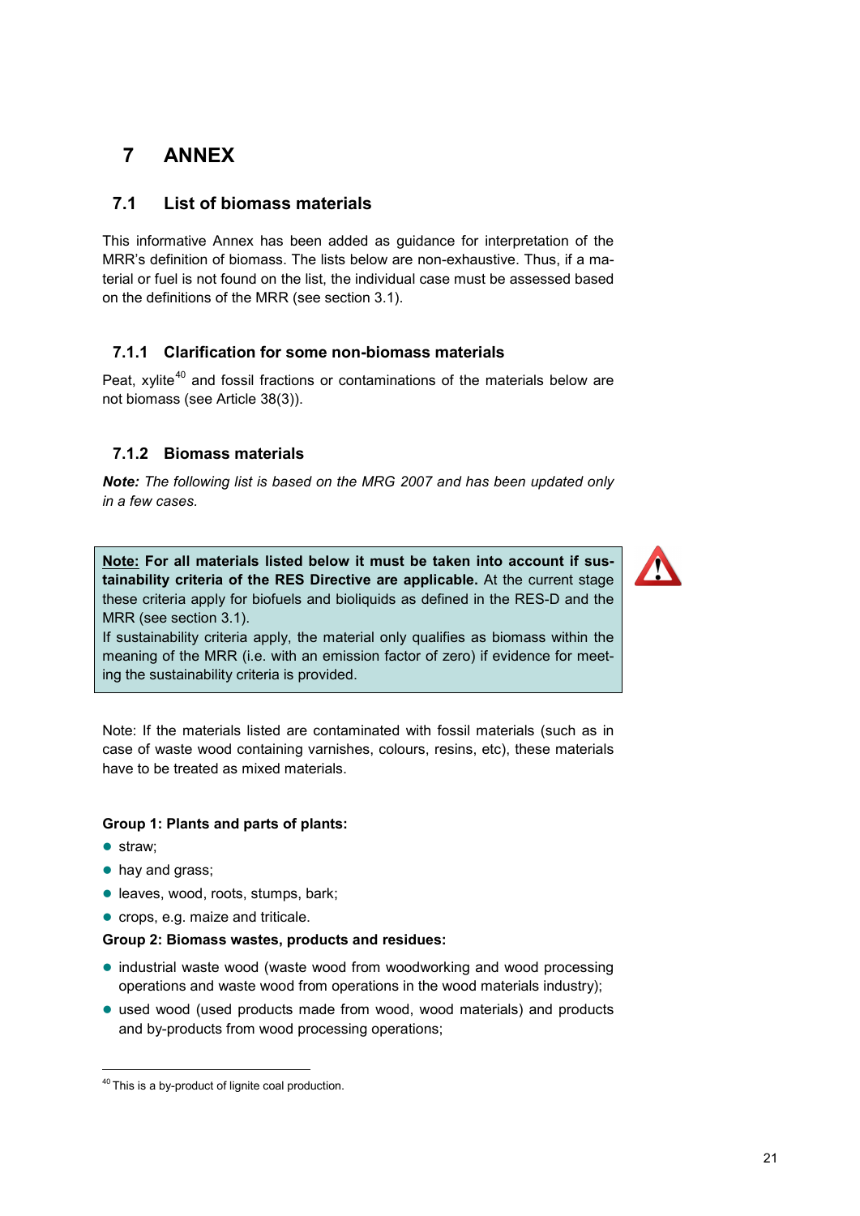# 7 ANNEX

## 7.1 List of biomass materials

This informative Annex has been added as guidance for interpretation of the MRR's definition of biomass. The lists below are non-exhaustive. Thus, if a material or fuel is not found on the list, the individual case must be assessed based on the definitions of the MRR (see section 3.1).

### 7.1.1 Clarification for some non-biomass materials

Peat, xylite[40] and fossil fractions or contaminations of the materials below are not biomass (see Article 38(3)).

### 7.1.2 Biomass materials

***Note:*** *The following list is based on the MRG 2007 and has been updated only in a few cases.*

> **Note: For all materials listed below it must be taken into account if sustainability criteria of the RES Directive are applicable.** At the current stage these criteria apply for biofuels and bioliquids as defined in the RES-D and the MRR (see section 3.1).
> If sustainability criteria apply, the material only qualifies as biomass within the meaning of the MRR (i.e. with an emission factor of zero) if evidence for meeting the sustainability criteria is provided.

Note: If the materials listed are contaminated with fossil materials (such as in case of waste wood containing varnishes, colours, resins, etc), these materials have to be treated as mixed materials.

**Group 1: Plants and parts of plants:**

- straw;
- hay and grass;
- leaves, wood, roots, stumps, bark;
- crops, e.g. maize and triticale.

**Group 2: Biomass wastes, products and residues:**

- industrial waste wood (waste wood from woodworking and wood processing operations and waste wood from operations in the wood materials industry);
- used wood (used products made from wood, wood materials) and products and by-products from wood processing operations;

[40] This is a by-product of lignite coal production.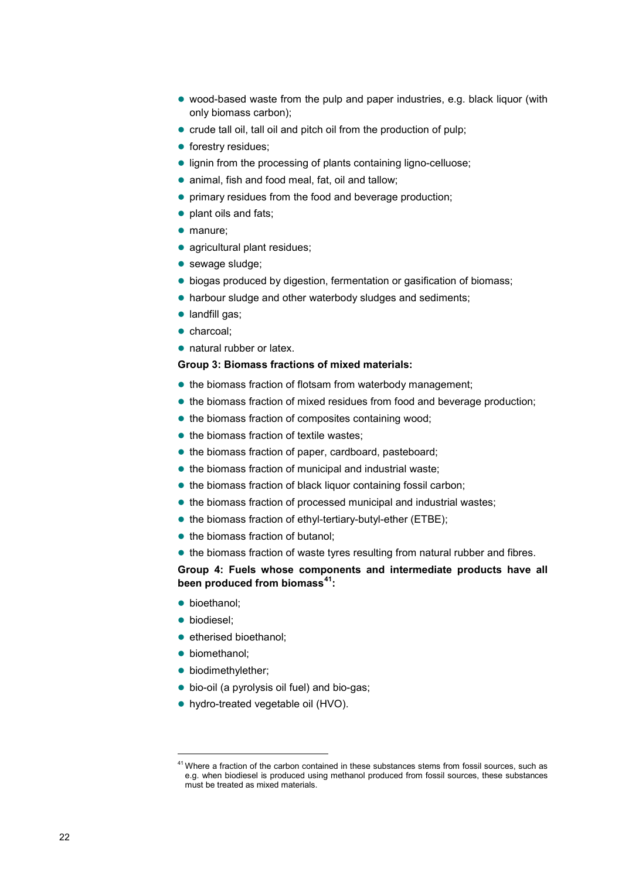- wood-based waste from the pulp and paper industries, e.g. black liquor (with only biomass carbon);
- crude tall oil, tall oil and pitch oil from the production of pulp;
- forestry residues;
- lignin from the processing of plants containing ligno-celluose;
- animal, fish and food meal, fat, oil and tallow;
- primary residues from the food and beverage production;
- plant oils and fats;
- manure;
- agricultural plant residues;
- sewage sludge;
- biogas produced by digestion, fermentation or gasification of biomass;
- harbour sludge and other waterbody sludges and sediments;
- landfill gas;
- charcoal;
- natural rubber or latex.

**Group 3: Biomass fractions of mixed materials:**

- the biomass fraction of flotsam from waterbody management;
- the biomass fraction of mixed residues from food and beverage production;
- the biomass fraction of composites containing wood;
- the biomass fraction of textile wastes;
- the biomass fraction of paper, cardboard, pasteboard;
- the biomass fraction of municipal and industrial waste;
- the biomass fraction of black liquor containing fossil carbon;
- the biomass fraction of processed municipal and industrial wastes;
- the biomass fraction of ethyl-tertiary-butyl-ether (ETBE);
- the biomass fraction of butanol;
- the biomass fraction of waste tyres resulting from natural rubber and fibres.

**Group 4: Fuels whose components and intermediate products have all been produced from biomass[41]:**

- bioethanol;
- biodiesel;
- etherised bioethanol;
- biomethanol;
- biodimethylether;
- bio-oil (a pyrolysis oil fuel) and bio-gas;
- hydro-treated vegetable oil (HVO).

---

[41] Where a fraction of the carbon contained in these substances stems from fossil sources, such as e.g. when biodiesel is produced using methanol produced from fossil sources, these substances must be treated as mixed materials.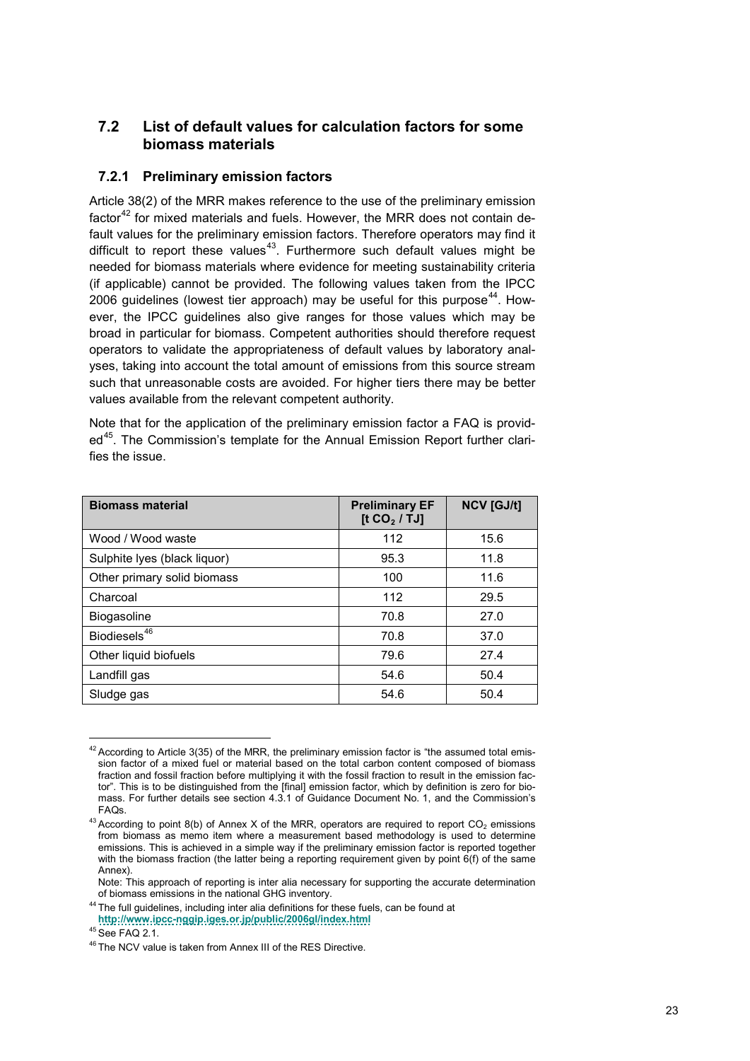## 7.2 List of default values for calculation factors for some biomass materials

### 7.2.1 Preliminary emission factors

Article 38(2) of the MRR makes reference to the use of the preliminary emission factor[42] for mixed materials and fuels. However, the MRR does not contain default values for the preliminary emission factors. Therefore operators may find it difficult to report these values[43]. Furthermore such default values might be needed for biomass materials where evidence for meeting sustainability criteria (if applicable) cannot be provided. The following values taken from the IPCC 2006 guidelines (lowest tier approach) may be useful for this purpose[44]. However, the IPCC guidelines also give ranges for those values which may be broad in particular for biomass. Competent authorities should therefore request operators to validate the appropriateness of default values by laboratory analyses, taking into account the total amount of emissions from this source stream such that unreasonable costs are avoided. For higher tiers there may be better values available from the relevant competent authority.

Note that for the application of the preliminary emission factor a FAQ is provided[45]. The Commission's template for the Annual Emission Report further clarifies the issue.

| Biomass material | Preliminary EF [t $CO_2$ / TJ] | NCV [GJ/t] |
|---|---|---|
| Wood / Wood waste | 112 | 15.6 |
| Sulphite lyes (black liquor) | 95.3 | 11.8 |
| Other primary solid biomass | 100 | 11.6 |
| Charcoal | 112 | 29.5 |
| Biogasoline | 70.8 | 27.0 |
| Biodiesels[46] | 70.8 | 37.0 |
| Other liquid biofuels | 79.6 | 27.4 |
| Landfill gas | 54.6 | 50.4 |
| Sludge gas | 54.6 | 50.4 |

[42] According to Article 3(35) of the MRR, the preliminary emission factor is "the assumed total emission factor of a mixed fuel or material based on the total carbon content composed of biomass fraction and fossil fraction before multiplying it with the fossil fraction to result in the emission factor". This is to be distinguished from the [final] emission factor, which by definition is zero for biomass. For further details see section 4.3.1 of Guidance Document No. 1, and the Commission's FAQs.

[43] According to point 8(b) of Annex X of the MRR, operators are required to report $CO_2$ emissions from biomass as memo item where a measurement based methodology is used to determine emissions. This is achieved in a simple way if the preliminary emission factor is reported together with the biomass fraction (the latter being a reporting requirement given by point 6(f) of the same Annex).
Note: This approach of reporting is inter alia necessary for supporting the accurate determination of biomass emissions in the national GHG inventory.

[44] The full guidelines, including inter alia definitions for these fuels, can be found at **http://www.ipcc-nggip.iges.or.jp/public/2006gl/index.html**

[45] See FAQ 2.1.

[46] The NCV value is taken from Annex III of the RES Directive.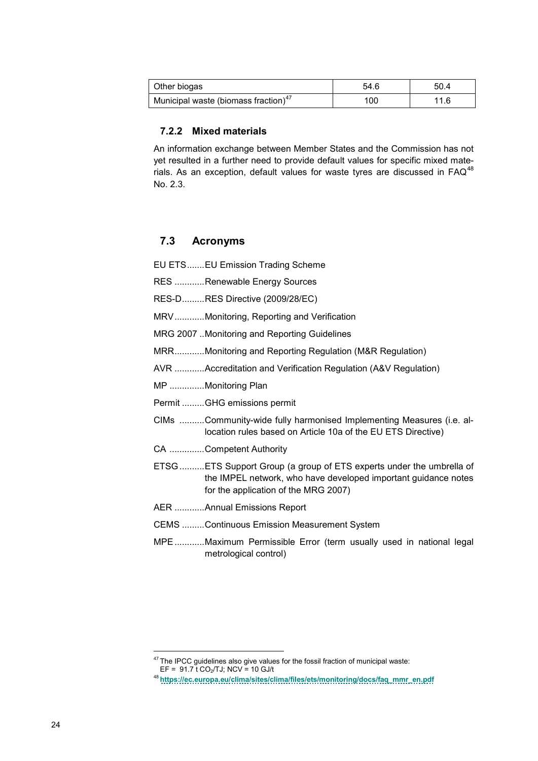| Other biogas | 54.6 | 50.4 |
| --- | --- | --- |
| Municipal waste (biomass fraction)[47] | 100 | 11.6 |

### 7.2.2 Mixed materials

An information exchange between Member States and the Commission has not yet resulted in a further need to provide default values for specific mixed materials. As an exception, default values for waste tyres are discussed in FAQ[48] No. 2.3.

## 7.3 Acronyms

- EU ETS.......EU Emission Trading Scheme
- RES ............Renewable Energy Sources
- RES-D.........RES Directive (2009/28/EC)
- MRV............Monitoring, Reporting and Verification
- MRG 2007 ..Monitoring and Reporting Guidelines
- MRR............Monitoring and Reporting Regulation (M&R Regulation)
- AVR ............Accreditation and Verification Regulation (A&V Regulation)
- MP ..............Monitoring Plan
- Permit .........GHG emissions permit
- CIMs ..........Community-wide fully harmonised Implementing Measures (i.e. allocation rules based on Article 10a of the EU ETS Directive)
- CA ..............Competent Authority
- ETSG..........ETS Support Group (a group of ETS experts under the umbrella of the IMPEL network, who have developed important guidance notes for the application of the MRG 2007)
- AER ............Annual Emissions Report
- CEMS .........Continuous Emission Measurement System
- MPE............Maximum Permissible Error (term usually used in national legal metrological control)

---

[47] The IPCC guidelines also give values for the fossil fraction of municipal waste: EF = 91.7 t $CO_2$/TJ; NCV = 10 GJ/t

[48] https://ec.europa.eu/clima/sites/clima/files/ets/monitoring/docs/faq_mmr_en.pdf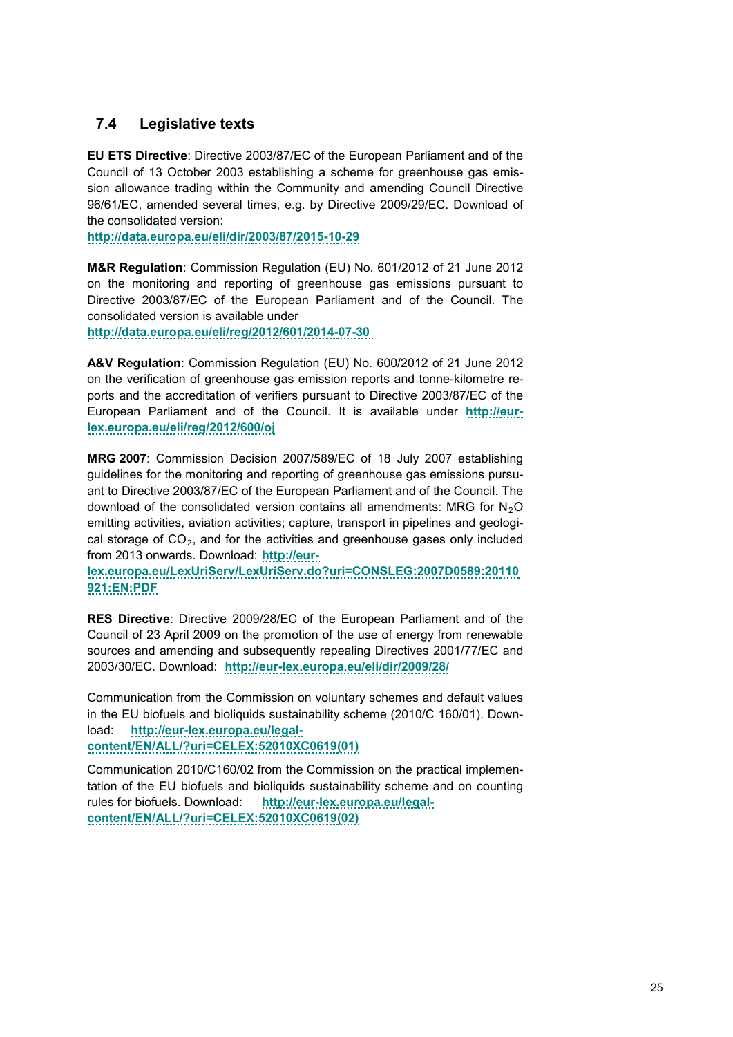## 7.4 Legislative texts

**EU ETS Directive**: Directive 2003/87/EC of the European Parliament and of the Council of 13 October 2003 establishing a scheme for greenhouse gas emission allowance trading within the Community and amending Council Directive 96/61/EC, amended several times, e.g. by Directive 2009/29/EC. Download of the consolidated version:
http://data.europa.eu/eli/dir/2003/87/2015-10-29

**M&R Regulation**: Commission Regulation (EU) No. 601/2012 of 21 June 2012 on the monitoring and reporting of greenhouse gas emissions pursuant to Directive 2003/87/EC of the European Parliament and of the Council. The consolidated version is available under
http://data.europa.eu/eli/reg/2012/601/2014-07-30

**A&V Regulation**: Commission Regulation (EU) No. 600/2012 of 21 June 2012 on the verification of greenhouse gas emission reports and tonne-kilometre reports and the accreditation of verifiers pursuant to Directive 2003/87/EC of the European Parliament and of the Council. It is available under http://eur-lex.europa.eu/eli/reg/2012/600/oj

**MRG 2007**: Commission Decision 2007/589/EC of 18 July 2007 establishing guidelines for the monitoring and reporting of greenhouse gas emissions pursuant to Directive 2003/87/EC of the European Parliament and of the Council. The download of the consolidated version contains all amendments: MRG for $N_2O$ emitting activities, aviation activities; capture, transport in pipelines and geological storage of $CO_2$, and for the activities and greenhouse gases only included from 2013 onwards. Download: http://eur-lex.europa.eu/LexUriServ/LexUriServ.do?uri=CONSLEG:2007D0589:20110921:EN:PDF

**RES Directive**: Directive 2009/28/EC of the European Parliament and of the Council of 23 April 2009 on the promotion of the use of energy from renewable sources and amending and subsequently repealing Directives 2001/77/EC and 2003/30/EC. Download: http://eur-lex.europa.eu/eli/dir/2009/28/

Communication from the Commission on voluntary schemes and default values in the EU biofuels and bioliquids sustainability scheme (2010/C 160/01). Download: http://eur-lex.europa.eu/legal-content/EN/ALL/?uri=CELEX:52010XC0619(01)

Communication 2010/C160/02 from the Commission on the practical implementation of the EU biofuels and bioliquids sustainability scheme and on counting rules for biofuels. Download: http://eur-lex.europa.eu/legal-content/EN/ALL/?uri=CELEX:52010XC0619(02)